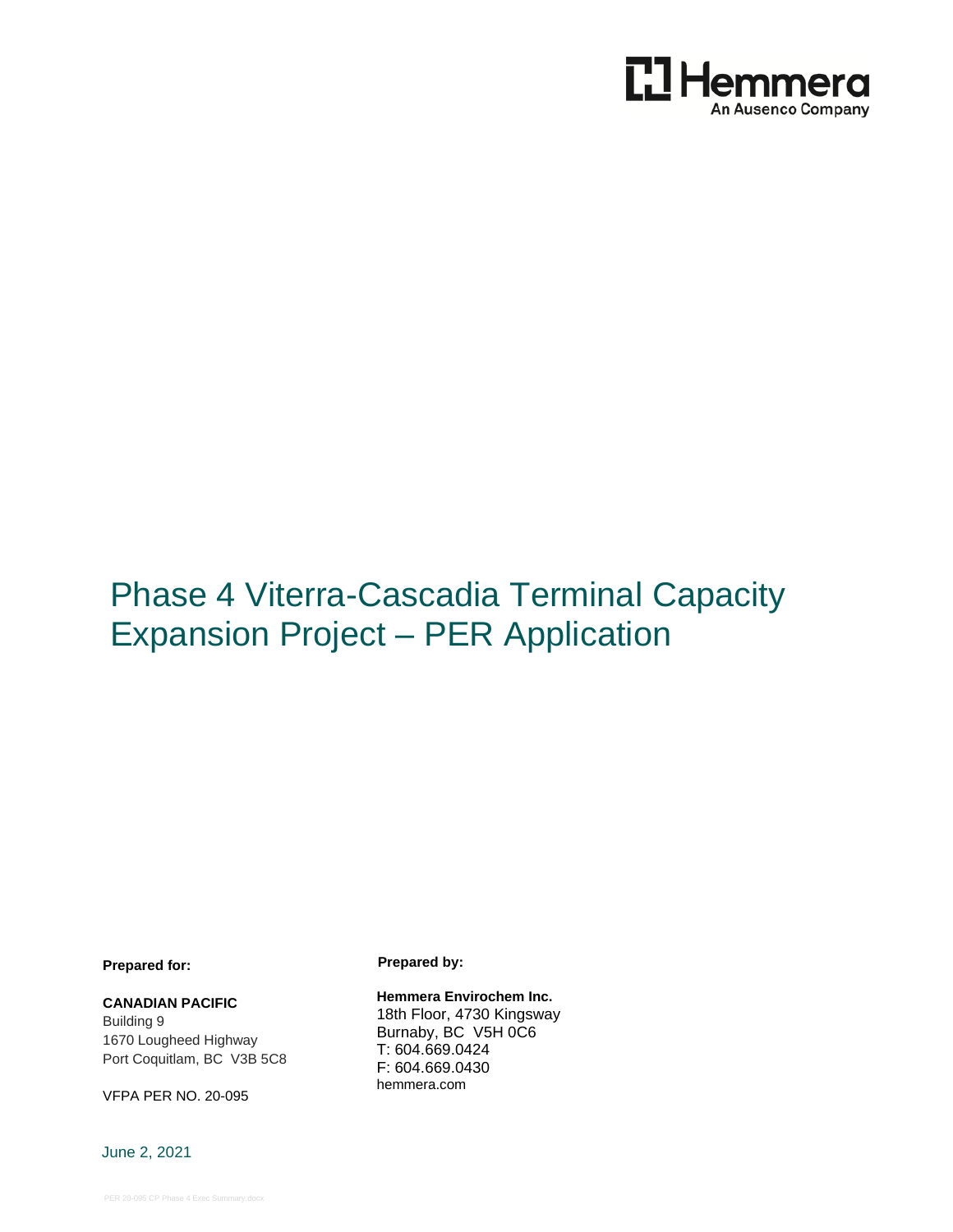Hemmera
An Ausenco Company

# Phase 4 Viterra-Cascadia Terminal Capacity Expansion Project – PER Application

**Prepared for:**

**CANADIAN PACIFIC**
Building 9
1670 Lougheed Highway
Port Coquitlam, BC V3B 5C8

VFPA PER NO. 20-095

**Prepared by:**

**Hemmera Envirochem Inc.**
18th Floor, 4730 Kingsway
Burnaby, BC V5H 0C6
T: 604.669.0424
F: 604.669.0430
hemmera.com

June 2, 2021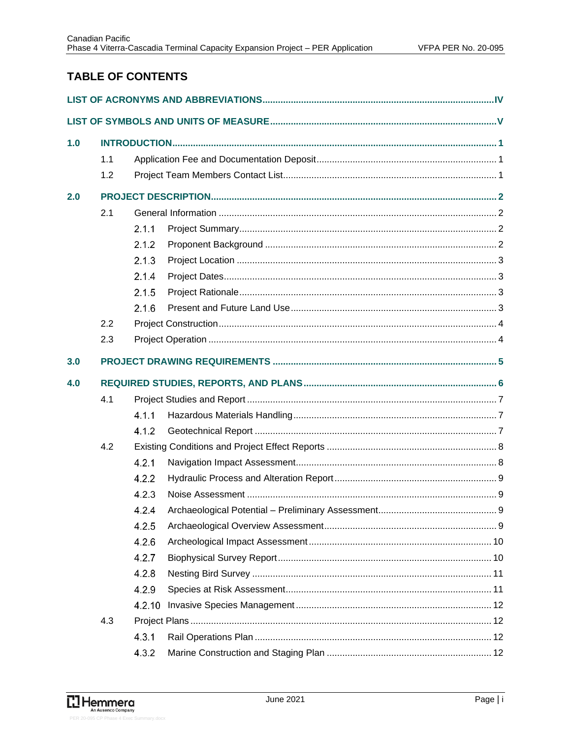# TABLE OF CONTENTS

**LIST OF ACRONYMS AND ABBREVIATIONS** ..... IV

**LIST OF SYMBOLS AND UNITS OF MEASURE** ..... V

**1.0 INTRODUCTION** ..... 1

- 1.1 Application Fee and Documentation Deposit ..... 1
- 1.2 Project Team Members Contact List ..... 1

**2.0 PROJECT DESCRIPTION** ..... 2

- 2.1 General Information ..... 2
  - 2.1.1 Project Summary ..... 2
  - 2.1.2 Proponent Background ..... 2
  - 2.1.3 Project Location ..... 3
  - 2.1.4 Project Dates ..... 3
  - 2.1.5 Project Rationale ..... 3
  - 2.1.6 Present and Future Land Use ..... 3
- 2.2 Project Construction ..... 4
- 2.3 Project Operation ..... 4

**3.0 PROJECT DRAWING REQUIREMENTS** ..... 5

**4.0 REQUIRED STUDIES, REPORTS, AND PLANS** ..... 6

- 4.1 Project Studies and Report ..... 7
  - 4.1.1 Hazardous Materials Handling ..... 7
  - 4.1.2 Geotechnical Report ..... 7
- 4.2 Existing Conditions and Project Effect Reports ..... 8
  - 4.2.1 Navigation Impact Assessment ..... 8
  - 4.2.2 Hydraulic Process and Alteration Report ..... 9
  - 4.2.3 Noise Assessment ..... 9
  - 4.2.4 Archaeological Potential – Preliminary Assessment ..... 9
  - 4.2.5 Archaeological Overview Assessment ..... 9
  - 4.2.6 Archeological Impact Assessment ..... 10
  - 4.2.7 Biophysical Survey Report ..... 10
  - 4.2.8 Nesting Bird Survey ..... 11
  - 4.2.9 Species at Risk Assessment ..... 11
  - 4.2.10 Invasive Species Management ..... 12
- 4.3 Project Plans ..... 12
  - 4.3.1 Rail Operations Plan ..... 12
  - 4.3.2 Marine Construction and Staging Plan ..... 12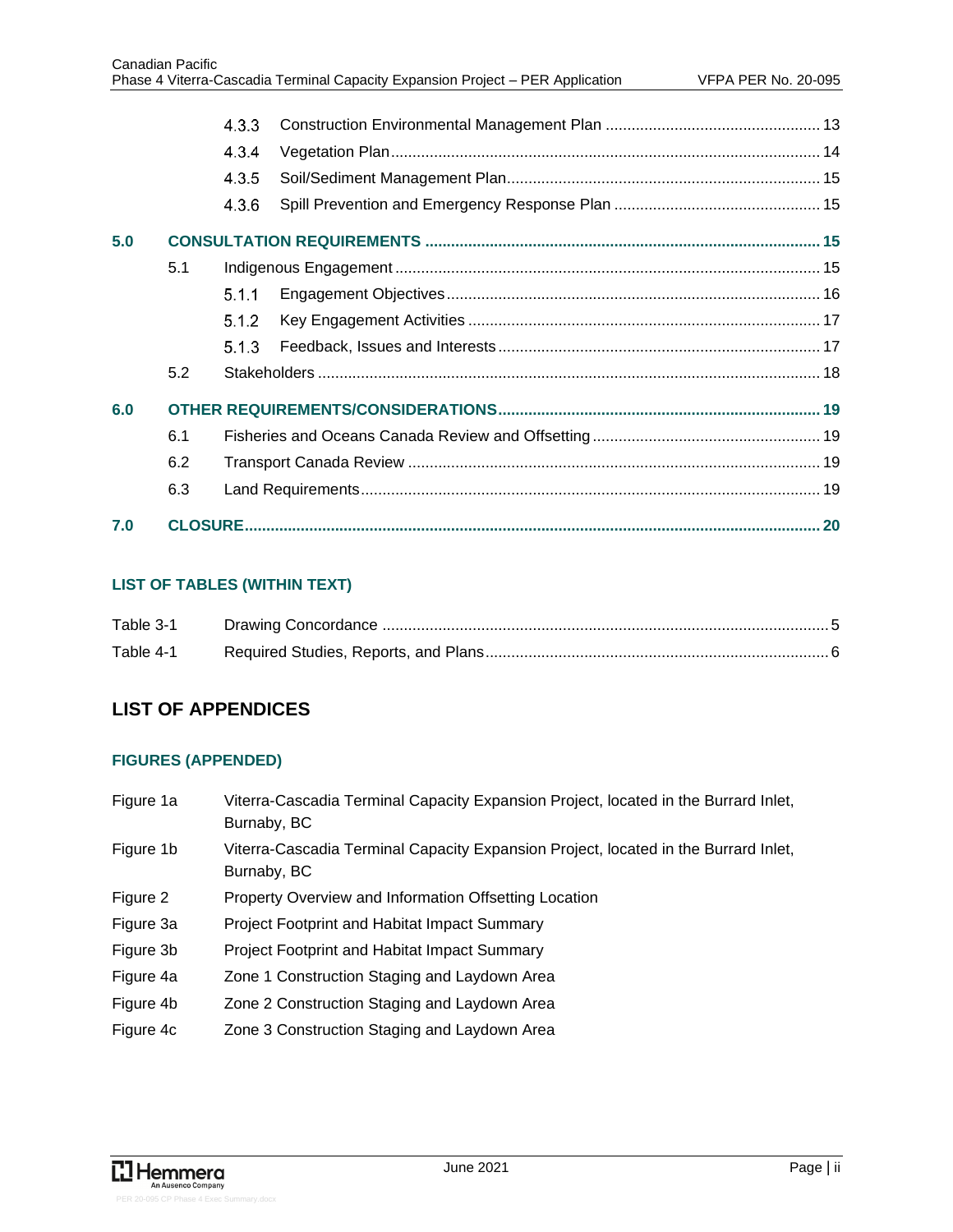4.3.3 Construction Environmental Management Plan .................................................. 13
4.3.4 Vegetation Plan ................................................................................................... 14
4.3.5 Soil/Sediment Management Plan ......................................................................... 15
4.3.6 Spill Prevention and Emergency Response Plan ................................................ 15

**5.0 CONSULTATION REQUIREMENTS ........................................................................................ 15**

5.1 Indigenous Engagement ................................................................................................. 15
5.1.1 Engagement Objectives ....................................................................................... 16
5.1.2 Key Engagement Activities .................................................................................. 17
5.1.3 Feedback, Issues and Interests ........................................................................... 17
5.2 Stakeholders ................................................................................................................... 18

**6.0 OTHER REQUIREMENTS/CONSIDERATIONS ......................................................................... 19**

6.1 Fisheries and Oceans Canada Review and Offsetting ..................................................... 19
6.2 Transport Canada Review ............................................................................................... 19
6.3 Land Requirements .......................................................................................................... 19

**7.0 CLOSURE .................................................................................................................................. 20**

### LIST OF TABLES (WITHIN TEXT)

Table 3-1 Drawing Concordance ........................................................................................................ 5
Table 4-1 Required Studies, Reports, and Plans ................................................................................ 6

## LIST OF APPENDICES

### FIGURES (APPENDED)

Figure 1a Viterra-Cascadia Terminal Capacity Expansion Project, located in the Burrard Inlet, Burnaby, BC
Figure 1b Viterra-Cascadia Terminal Capacity Expansion Project, located in the Burrard Inlet, Burnaby, BC
Figure 2 Property Overview and Information Offsetting Location
Figure 3a Project Footprint and Habitat Impact Summary
Figure 3b Project Footprint and Habitat Impact Summary
Figure 4a Zone 1 Construction Staging and Laydown Area
Figure 4b Zone 2 Construction Staging and Laydown Area
Figure 4c Zone 3 Construction Staging and Laydown Area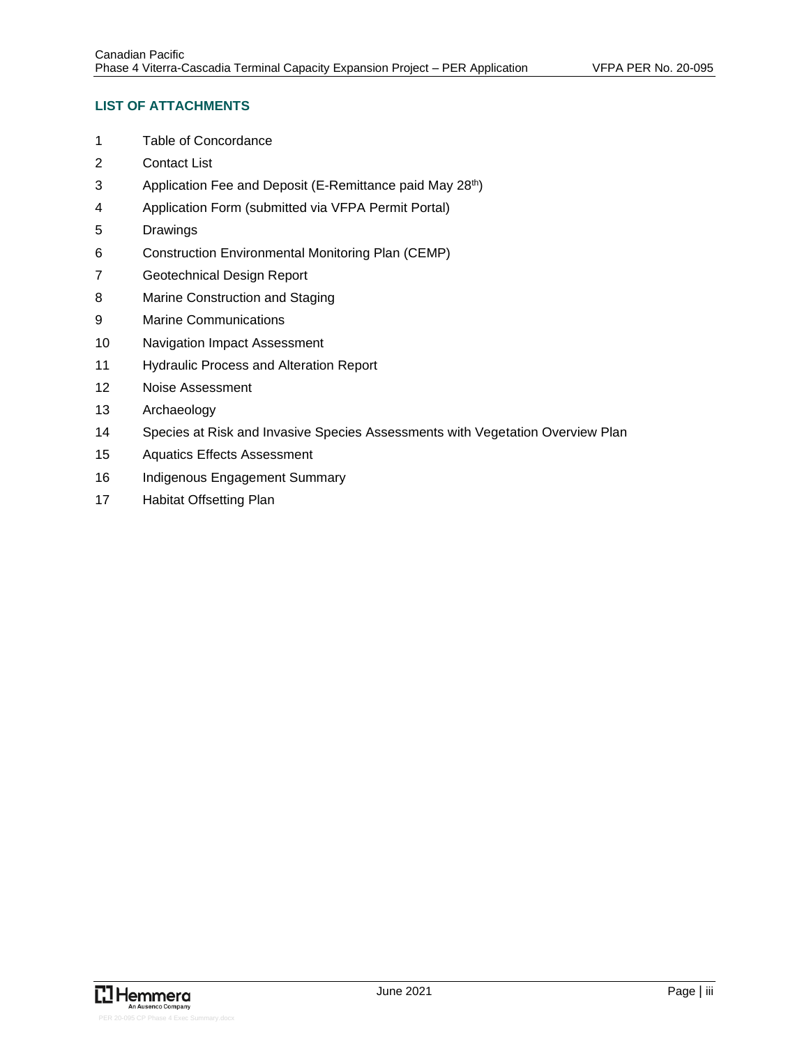## LIST OF ATTACHMENTS

1 Table of Concordance

2 Contact List

3 Application Fee and Deposit (E-Remittance paid May 28th)

4 Application Form (submitted via VFPA Permit Portal)

5 Drawings

6 Construction Environmental Monitoring Plan (CEMP)

7 Geotechnical Design Report

8 Marine Construction and Staging

9 Marine Communications

10 Navigation Impact Assessment

11 Hydraulic Process and Alteration Report

12 Noise Assessment

13 Archaeology

14 Species at Risk and Invasive Species Assessments with Vegetation Overview Plan

15 Aquatics Effects Assessment

16 Indigenous Engagement Summary

17 Habitat Offsetting Plan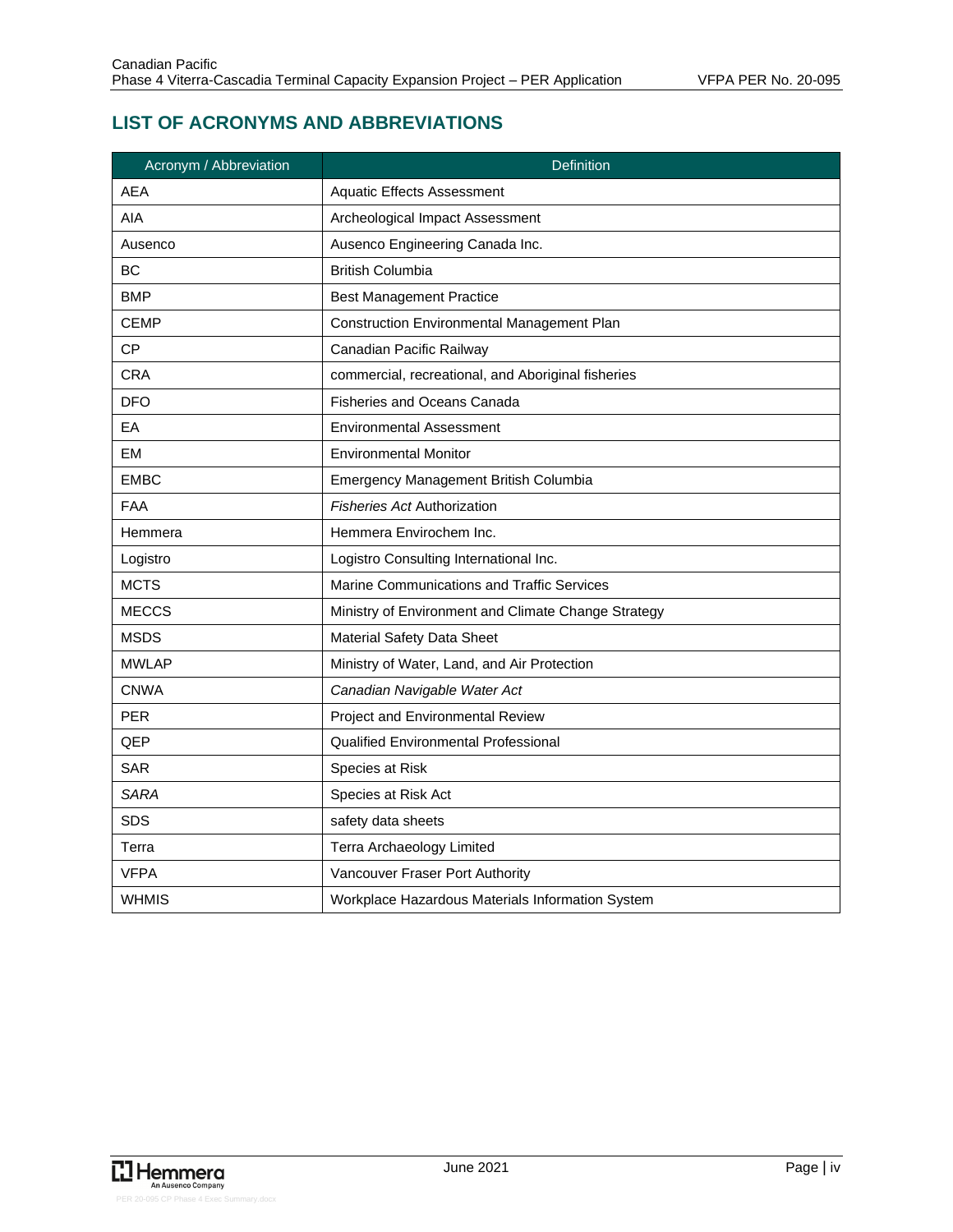## LIST OF ACRONYMS AND ABBREVIATIONS

| Acronym / Abbreviation | Definition |
|---|---|
| AEA | Aquatic Effects Assessment |
| AIA | Archeological Impact Assessment |
| Ausenco | Ausenco Engineering Canada Inc. |
| BC | British Columbia |
| BMP | Best Management Practice |
| CEMP | Construction Environmental Management Plan |
| CP | Canadian Pacific Railway |
| CRA | commercial, recreational, and Aboriginal fisheries |
| DFO | Fisheries and Oceans Canada |
| EA | Environmental Assessment |
| EM | Environmental Monitor |
| EMBC | Emergency Management British Columbia |
| FAA | *Fisheries Act* Authorization |
| Hemmera | Hemmera Envirochem Inc. |
| Logistro | Logistro Consulting International Inc. |
| MCTS | Marine Communications and Traffic Services |
| MECCS | Ministry of Environment and Climate Change Strategy |
| MSDS | Material Safety Data Sheet |
| MWLAP | Ministry of Water, Land, and Air Protection |
| CNWA | *Canadian Navigable Water Act* |
| PER | Project and Environmental Review |
| QEP | Qualified Environmental Professional |
| SAR | Species at Risk |
| *SARA* | Species at Risk Act |
| SDS | safety data sheets |
| Terra | Terra Archaeology Limited |
| VFPA | Vancouver Fraser Port Authority |
| WHMIS | Workplace Hazardous Materials Information System |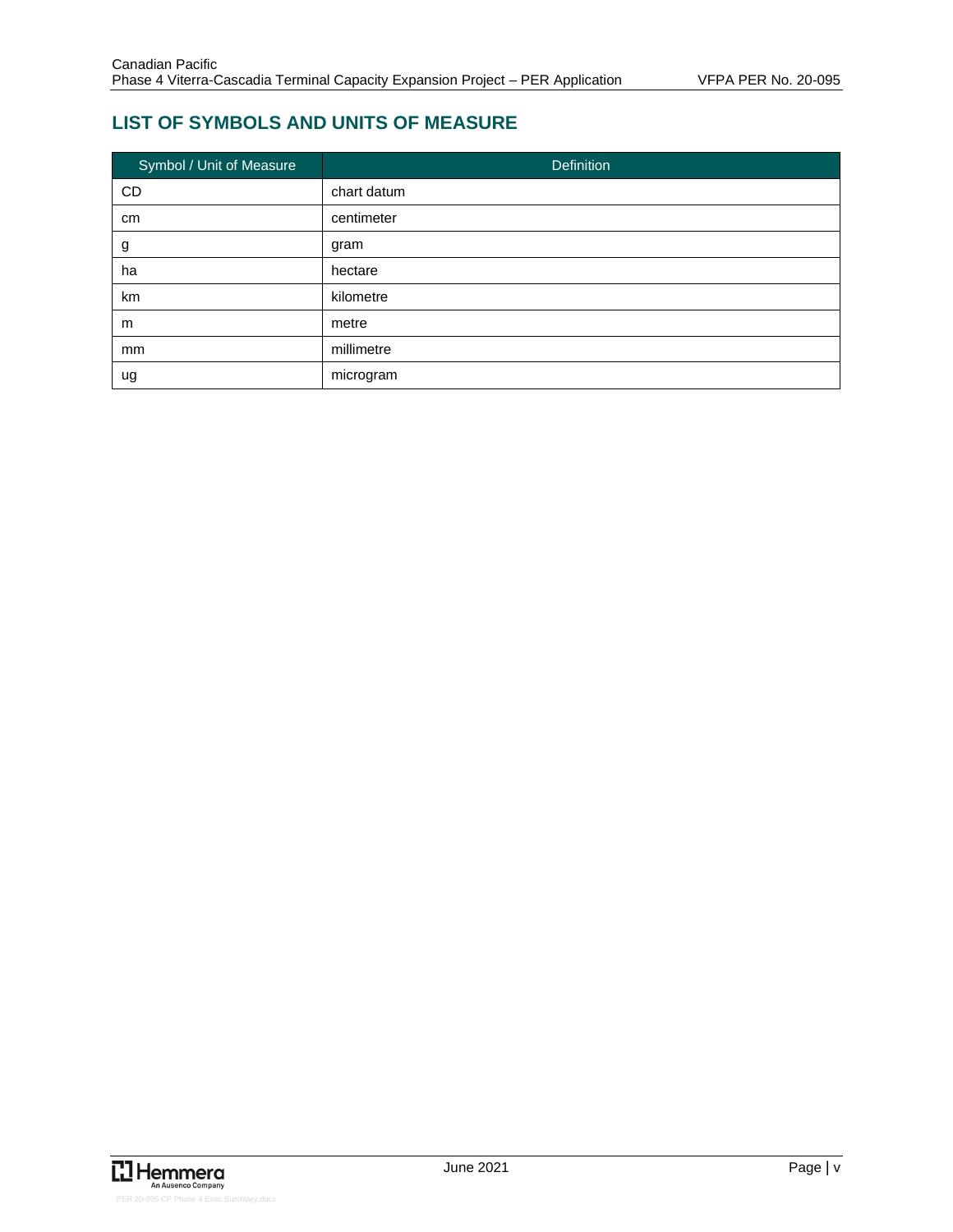## LIST OF SYMBOLS AND UNITS OF MEASURE

| Symbol / Unit of Measure | Definition |
| --- | --- |
| CD | chart datum |
| cm | centimeter |
| g | gram |
| ha | hectare |
| km | kilometre |
| m | metre |
| mm | millimetre |
| ug | microgram |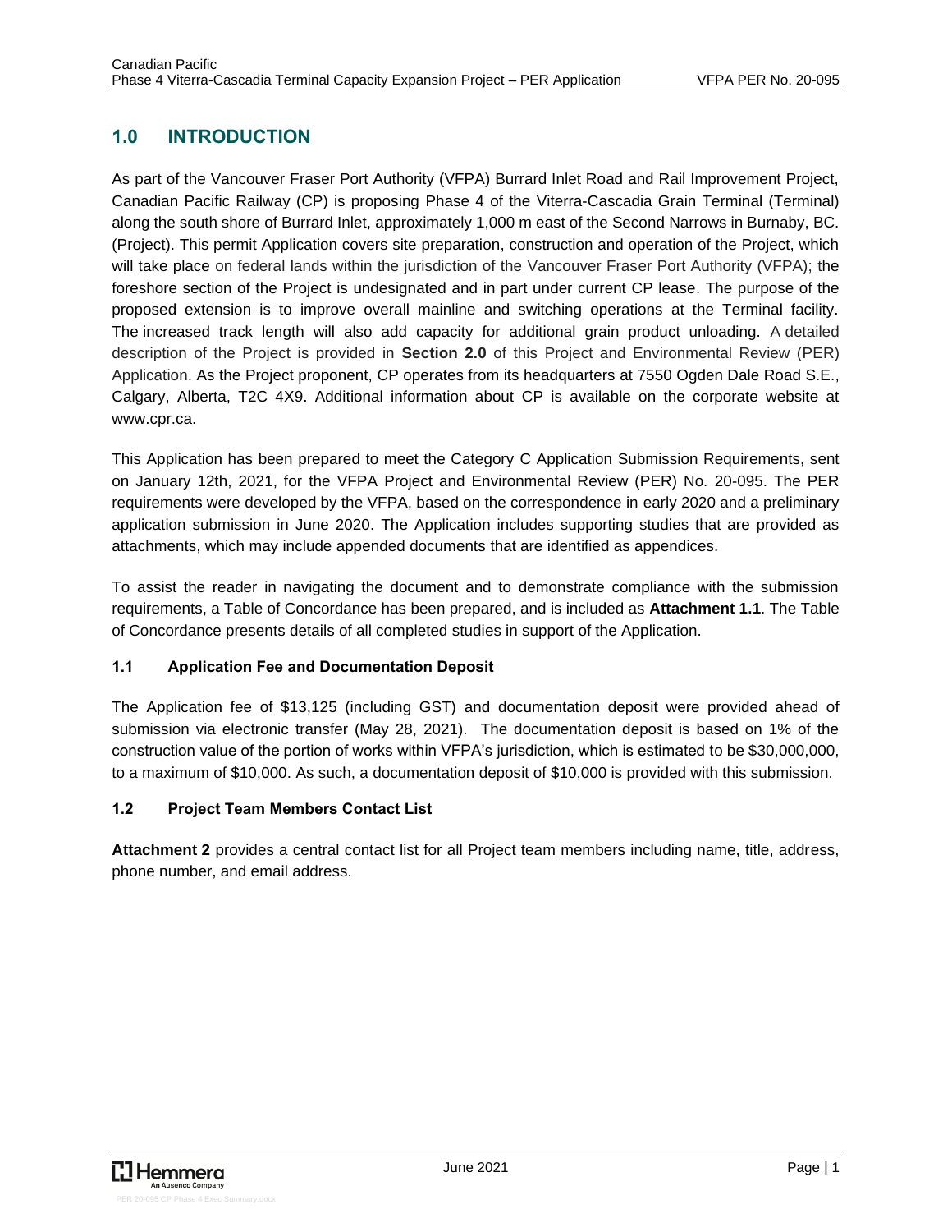# 1.0 INTRODUCTION

As part of the Vancouver Fraser Port Authority (VFPA) Burrard Inlet Road and Rail Improvement Project, Canadian Pacific Railway (CP) is proposing Phase 4 of the Viterra-Cascadia Grain Terminal (Terminal) along the south shore of Burrard Inlet, approximately 1,000 m east of the Second Narrows in Burnaby, BC. (Project). This permit Application covers site preparation, construction and operation of the Project, which will take place on federal lands within the jurisdiction of the Vancouver Fraser Port Authority (VFPA); the foreshore section of the Project is undesignated and in part under current CP lease. The purpose of the proposed extension is to improve overall mainline and switching operations at the Terminal facility. The increased track length will also add capacity for additional grain product unloading. A detailed description of the Project is provided in **Section 2.0** of this Project and Environmental Review (PER) Application. As the Project proponent, CP operates from its headquarters at 7550 Ogden Dale Road S.E., Calgary, Alberta, T2C 4X9. Additional information about CP is available on the corporate website at www.cpr.ca.

This Application has been prepared to meet the Category C Application Submission Requirements, sent on January 12th, 2021, for the VFPA Project and Environmental Review (PER) No. 20-095. The PER requirements were developed by the VFPA, based on the correspondence in early 2020 and a preliminary application submission in June 2020. The Application includes supporting studies that are provided as attachments, which may include appended documents that are identified as appendices.

To assist the reader in navigating the document and to demonstrate compliance with the submission requirements, a Table of Concordance has been prepared, and is included as **Attachment 1.1**. The Table of Concordance presents details of all completed studies in support of the Application.

## 1.1 Application Fee and Documentation Deposit

The Application fee of $13,125 (including GST) and documentation deposit were provided ahead of submission via electronic transfer (May 28, 2021). The documentation deposit is based on 1% of the construction value of the portion of works within VFPA's jurisdiction, which is estimated to be $30,000,000, to a maximum of $10,000. As such, a documentation deposit of $10,000 is provided with this submission.

## 1.2 Project Team Members Contact List

**Attachment 2** provides a central contact list for all Project team members including name, title, address, phone number, and email address.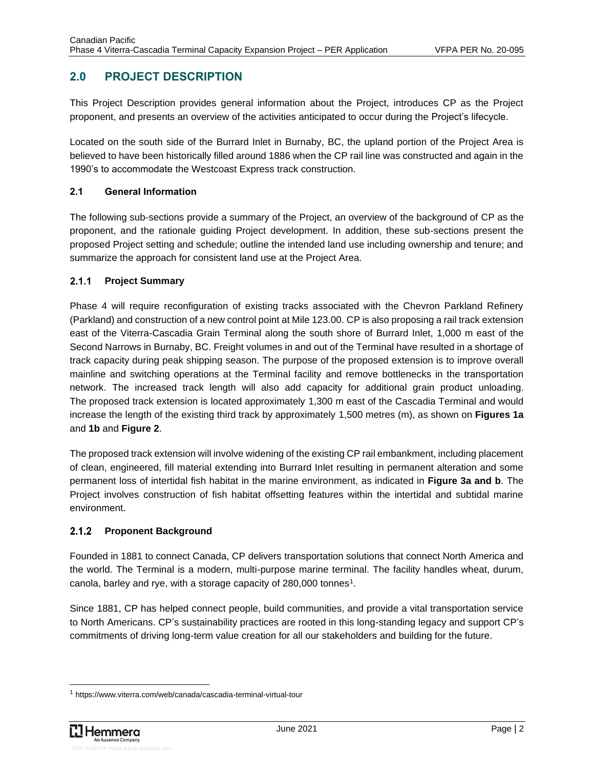## 2.0 PROJECT DESCRIPTION

This Project Description provides general information about the Project, introduces CP as the Project proponent, and presents an overview of the activities anticipated to occur during the Project's lifecycle.

Located on the south side of the Burrard Inlet in Burnaby, BC, the upland portion of the Project Area is believed to have been historically filled around 1886 when the CP rail line was constructed and again in the 1990's to accommodate the Westcoast Express track construction.

### 2.1 General Information

The following sub-sections provide a summary of the Project, an overview of the background of CP as the proponent, and the rationale guiding Project development. In addition, these sub-sections present the proposed Project setting and schedule; outline the intended land use including ownership and tenure; and summarize the approach for consistent land use at the Project Area.

#### 2.1.1 Project Summary

Phase 4 will require reconfiguration of existing tracks associated with the Chevron Parkland Refinery (Parkland) and construction of a new control point at Mile 123.00. CP is also proposing a rail track extension east of the Viterra-Cascadia Grain Terminal along the south shore of Burrard Inlet, 1,000 m east of the Second Narrows in Burnaby, BC. Freight volumes in and out of the Terminal have resulted in a shortage of track capacity during peak shipping season. The purpose of the proposed extension is to improve overall mainline and switching operations at the Terminal facility and remove bottlenecks in the transportation network. The increased track length will also add capacity for additional grain product unloading. The proposed track extension is located approximately 1,300 m east of the Cascadia Terminal and would increase the length of the existing third track by approximately 1,500 metres (m), as shown on **Figures 1a** and **1b** and **Figure 2**.

The proposed track extension will involve widening of the existing CP rail embankment, including placement of clean, engineered, fill material extending into Burrard Inlet resulting in permanent alteration and some permanent loss of intertidal fish habitat in the marine environment, as indicated in **Figure 3a and b**. The Project involves construction of fish habitat offsetting features within the intertidal and subtidal marine environment.

#### 2.1.2 Proponent Background

Founded in 1881 to connect Canada, CP delivers transportation solutions that connect North America and the world. The Terminal is a modern, multi-purpose marine terminal. The facility handles wheat, durum, canola, barley and rye, with a storage capacity of 280,000 tonnes[1].

Since 1881, CP has helped connect people, build communities, and provide a vital transportation service to North Americans. CP's sustainability practices are rooted in this long-standing legacy and support CP's commitments of driving long-term value creation for all our stakeholders and building for the future.

---

[1] https://www.viterra.com/web/canada/cascadia-terminal-virtual-tour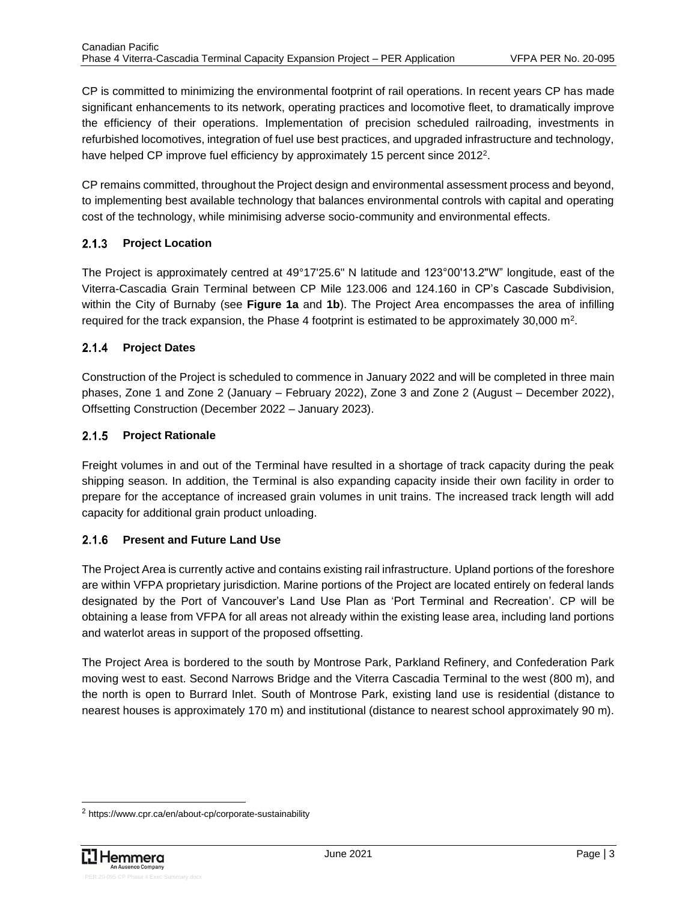CP is committed to minimizing the environmental footprint of rail operations. In recent years CP has made significant enhancements to its network, operating practices and locomotive fleet, to dramatically improve the efficiency of their operations. Implementation of precision scheduled railroading, investments in refurbished locomotives, integration of fuel use best practices, and upgraded infrastructure and technology, have helped CP improve fuel efficiency by approximately 15 percent since 2012[2].

CP remains committed, throughout the Project design and environmental assessment process and beyond, to implementing best available technology that balances environmental controls with capital and operating cost of the technology, while minimising adverse socio-community and environmental effects.

### 2.1.3 Project Location

The Project is approximately centred at 49°17'25.6" N latitude and 123°00'13.2"W" longitude, east of the Viterra-Cascadia Grain Terminal between CP Mile 123.006 and 124.160 in CP's Cascade Subdivision, within the City of Burnaby (see **Figure 1a** and **1b**). The Project Area encompasses the area of infilling required for the track expansion, the Phase 4 footprint is estimated to be approximately 30,000 m$^2$.

### 2.1.4 Project Dates

Construction of the Project is scheduled to commence in January 2022 and will be completed in three main phases, Zone 1 and Zone 2 (January – February 2022), Zone 3 and Zone 2 (August – December 2022), Offsetting Construction (December 2022 – January 2023).

### 2.1.5 Project Rationale

Freight volumes in and out of the Terminal have resulted in a shortage of track capacity during the peak shipping season. In addition, the Terminal is also expanding capacity inside their own facility in order to prepare for the acceptance of increased grain volumes in unit trains. The increased track length will add capacity for additional grain product unloading.

### 2.1.6 Present and Future Land Use

The Project Area is currently active and contains existing rail infrastructure. Upland portions of the foreshore are within VFPA proprietary jurisdiction. Marine portions of the Project are located entirely on federal lands designated by the Port of Vancouver's Land Use Plan as 'Port Terminal and Recreation'. CP will be obtaining a lease from VFPA for all areas not already within the existing lease area, including land portions and waterlot areas in support of the proposed offsetting.

The Project Area is bordered to the south by Montrose Park, Parkland Refinery, and Confederation Park moving west to east. Second Narrows Bridge and the Viterra Cascadia Terminal to the west (800 m), and the north is open to Burrard Inlet. South of Montrose Park, existing land use is residential (distance to nearest houses is approximately 170 m) and institutional (distance to nearest school approximately 90 m).

---

[2] https://www.cpr.ca/en/about-cp/corporate-sustainability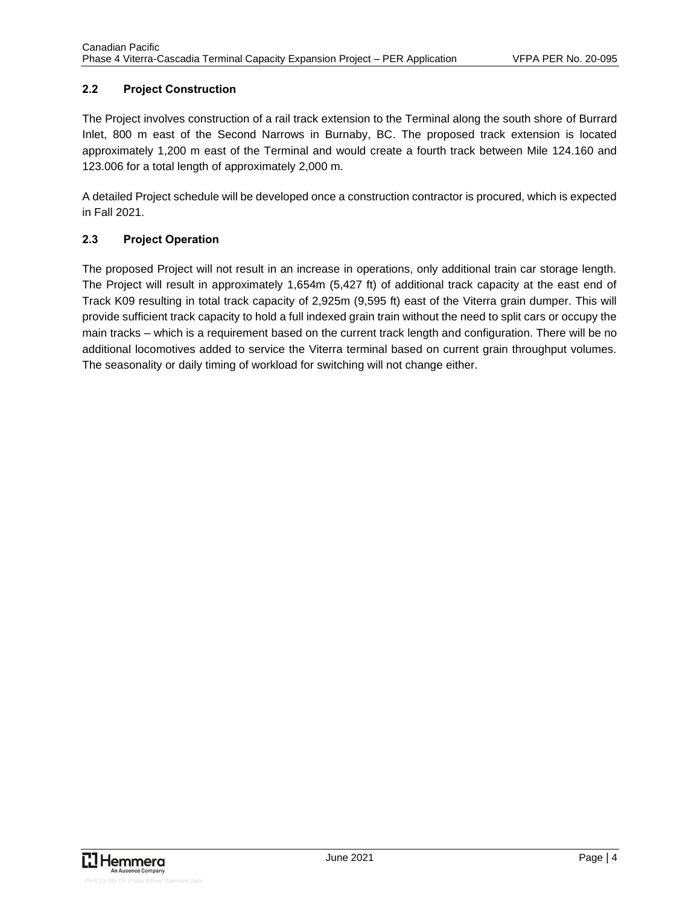## 2.2 Project Construction

The Project involves construction of a rail track extension to the Terminal along the south shore of Burrard Inlet, 800 m east of the Second Narrows in Burnaby, BC. The proposed track extension is located approximately 1,200 m east of the Terminal and would create a fourth track between Mile 124.160 and 123.006 for a total length of approximately 2,000 m.

A detailed Project schedule will be developed once a construction contractor is procured, which is expected in Fall 2021.

## 2.3 Project Operation

The proposed Project will not result in an increase in operations, only additional train car storage length. The Project will result in approximately 1,654m (5,427 ft) of additional track capacity at the east end of Track K09 resulting in total track capacity of 2,925m (9,595 ft) east of the Viterra grain dumper. This will provide sufficient track capacity to hold a full indexed grain train without the need to split cars or occupy the main tracks – which is a requirement based on the current track length and configuration. There will be no additional locomotives added to service the Viterra terminal based on current grain throughput volumes. The seasonality or daily timing of workload for switching will not change either.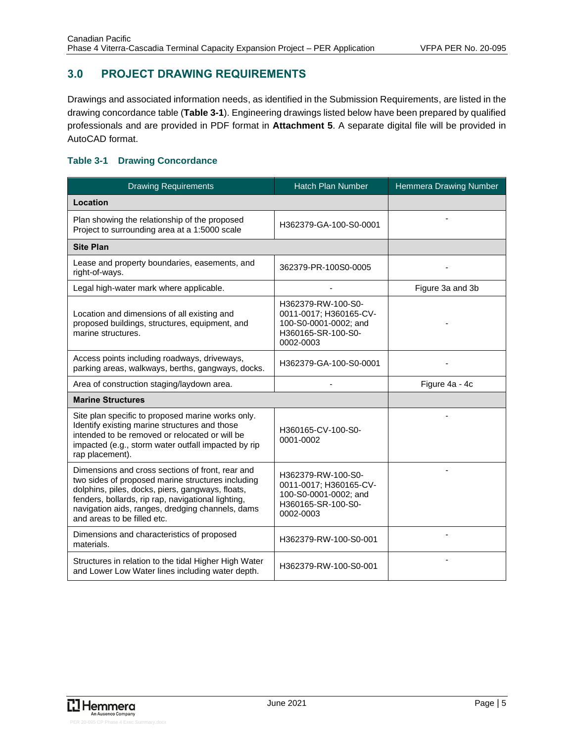## 3.0 PROJECT DRAWING REQUIREMENTS

Drawings and associated information needs, as identified in the Submission Requirements, are listed in the drawing concordance table (**Table 3-1**). Engineering drawings listed below have been prepared by qualified professionals and are provided in PDF format in **Attachment 5**. A separate digital file will be provided in AutoCAD format.

### Table 3-1 Drawing Concordance

| Drawing Requirements | Hatch Plan Number | Hemmera Drawing Number |
|---|---|---|
| **Location** | | |
| Plan showing the relationship of the proposed Project to surrounding area at a 1:5000 scale | H362379-GA-100-S0-0001 | - |
| **Site Plan** | | |
| Lease and property boundaries, easements, and right-of-ways. | 362379-PR-100S0-0005 | - |
| Legal high-water mark where applicable. | - | Figure 3a and 3b |
| Location and dimensions of all existing and proposed buildings, structures, equipment, and marine structures. | H362379-RW-100-S0-0011-0017; H360165-CV-100-S0-0001-0002; and H360165-SR-100-S0-0002-0003 | - |
| Access points including roadways, driveways, parking areas, walkways, berths, gangways, docks. | H362379-GA-100-S0-0001 | - |
| Area of construction staging/laydown area. | - | Figure 4a - 4c |
| **Marine Structures** | | |
| Site plan specific to proposed marine works only. Identify existing marine structures and those intended to be removed or relocated or will be impacted (e.g., storm water outfall impacted by rip rap placement). | H360165-CV-100-S0-0001-0002 | - |
| Dimensions and cross sections of front, rear and two sides of proposed marine structures including dolphins, piles, docks, piers, gangways, floats, fenders, bollards, rip rap, navigational lighting, navigation aids, ranges, dredging channels, dams and areas to be filled etc. | H362379-RW-100-S0-0011-0017; H360165-CV-100-S0-0001-0002; and H360165-SR-100-S0-0002-0003 | - |
| Dimensions and characteristics of proposed materials. | H362379-RW-100-S0-001 | - |
| Structures in relation to the tidal Higher High Water and Lower Low Water lines including water depth. | H362379-RW-100-S0-001 | - |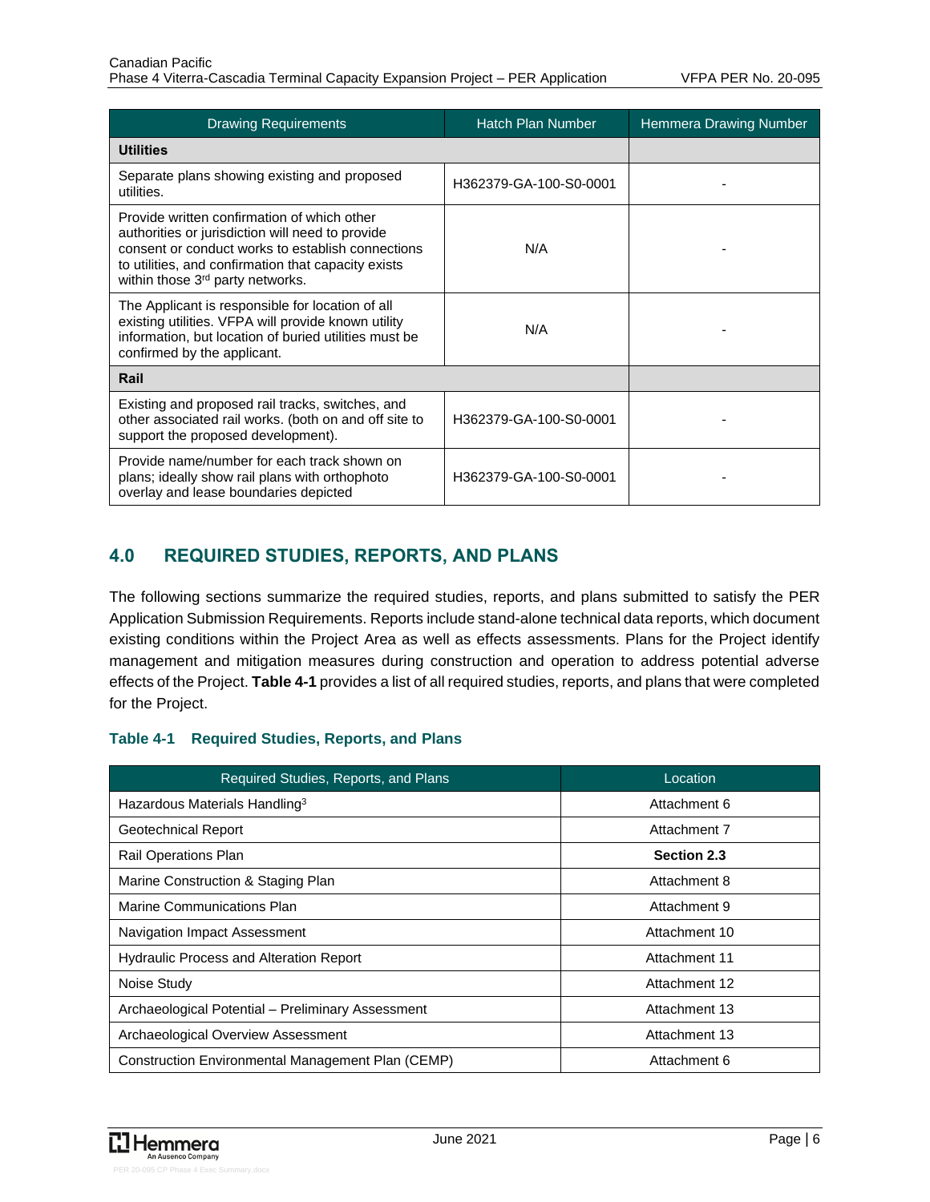| Drawing Requirements | Hatch Plan Number | Hemmera Drawing Number |
|---|---|---|
| **Utilities** | | |
| Separate plans showing existing and proposed utilities. | H362379-GA-100-S0-0001 | - |
| Provide written confirmation of which other authorities or jurisdiction will need to provide consent or conduct works to establish connections to utilities, and confirmation that capacity exists within those 3rd party networks. | N/A | - |
| The Applicant is responsible for location of all existing utilities. VFPA will provide known utility information, but location of buried utilities must be confirmed by the applicant. | N/A | - |
| **Rail** | | |
| Existing and proposed rail tracks, switches, and other associated rail works. (both on and off site to support the proposed development). | H362379-GA-100-S0-0001 | - |
| Provide name/number for each track shown on plans; ideally show rail plans with orthophoto overlay and lease boundaries depicted | H362379-GA-100-S0-0001 | - |

# 4.0 REQUIRED STUDIES, REPORTS, AND PLANS

The following sections summarize the required studies, reports, and plans submitted to satisfy the PER Application Submission Requirements. Reports include stand-alone technical data reports, which document existing conditions within the Project Area as well as effects assessments. Plans for the Project identify management and mitigation measures during construction and operation to address potential adverse effects of the Project. **Table 4-1** provides a list of all required studies, reports, and plans that were completed for the Project.

**Table 4-1 Required Studies, Reports, and Plans**

| Required Studies, Reports, and Plans | Location |
|---|---|
| Hazardous Materials Handling[3] | Attachment 6 |
| Geotechnical Report | Attachment 7 |
| Rail Operations Plan | **Section 2.3** |
| Marine Construction & Staging Plan | Attachment 8 |
| Marine Communications Plan | Attachment 9 |
| Navigation Impact Assessment | Attachment 10 |
| Hydraulic Process and Alteration Report | Attachment 11 |
| Noise Study | Attachment 12 |
| Archaeological Potential – Preliminary Assessment | Attachment 13 |
| Archaeological Overview Assessment | Attachment 13 |
| Construction Environmental Management Plan (CEMP) | Attachment 6 |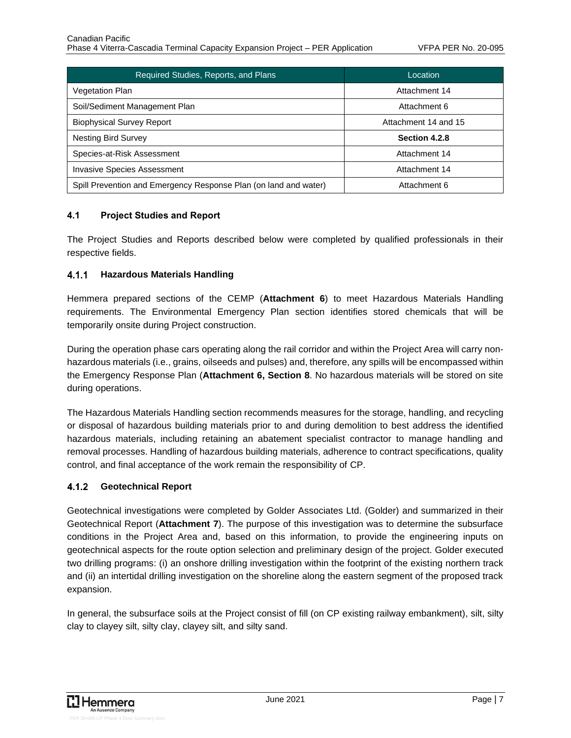| Required Studies, Reports, and Plans | Location |
|---|---|
| Vegetation Plan | Attachment 14 |
| Soil/Sediment Management Plan | Attachment 6 |
| Biophysical Survey Report | Attachment 14 and 15 |
| Nesting Bird Survey | **Section 4.2.8** |
| Species-at-Risk Assessment | Attachment 14 |
| Invasive Species Assessment | Attachment 14 |
| Spill Prevention and Emergency Response Plan (on land and water) | Attachment 6 |

## 4.1 Project Studies and Report

The Project Studies and Reports described below were completed by qualified professionals in their respective fields.

### 4.1.1 Hazardous Materials Handling

Hemmera prepared sections of the CEMP (**Attachment 6**) to meet Hazardous Materials Handling requirements. The Environmental Emergency Plan section identifies stored chemicals that will be temporarily onsite during Project construction.

During the operation phase cars operating along the rail corridor and within the Project Area will carry non-hazardous materials (i.e., grains, oilseeds and pulses) and, therefore, any spills will be encompassed within the Emergency Response Plan (**Attachment 6, Section 8**. No hazardous materials will be stored on site during operations.

The Hazardous Materials Handling section recommends measures for the storage, handling, and recycling or disposal of hazardous building materials prior to and during demolition to best address the identified hazardous materials, including retaining an abatement specialist contractor to manage handling and removal processes. Handling of hazardous building materials, adherence to contract specifications, quality control, and final acceptance of the work remain the responsibility of CP.

### 4.1.2 Geotechnical Report

Geotechnical investigations were completed by Golder Associates Ltd. (Golder) and summarized in their Geotechnical Report (**Attachment 7**). The purpose of this investigation was to determine the subsurface conditions in the Project Area and, based on this information, to provide the engineering inputs on geotechnical aspects for the route option selection and preliminary design of the project. Golder executed two drilling programs: (i) an onshore drilling investigation within the footprint of the existing northern track and (ii) an intertidal drilling investigation on the shoreline along the eastern segment of the proposed track expansion.

In general, the subsurface soils at the Project consist of fill (on CP existing railway embankment), silt, silty clay to clayey silt, silty clay, clayey silt, and silty sand.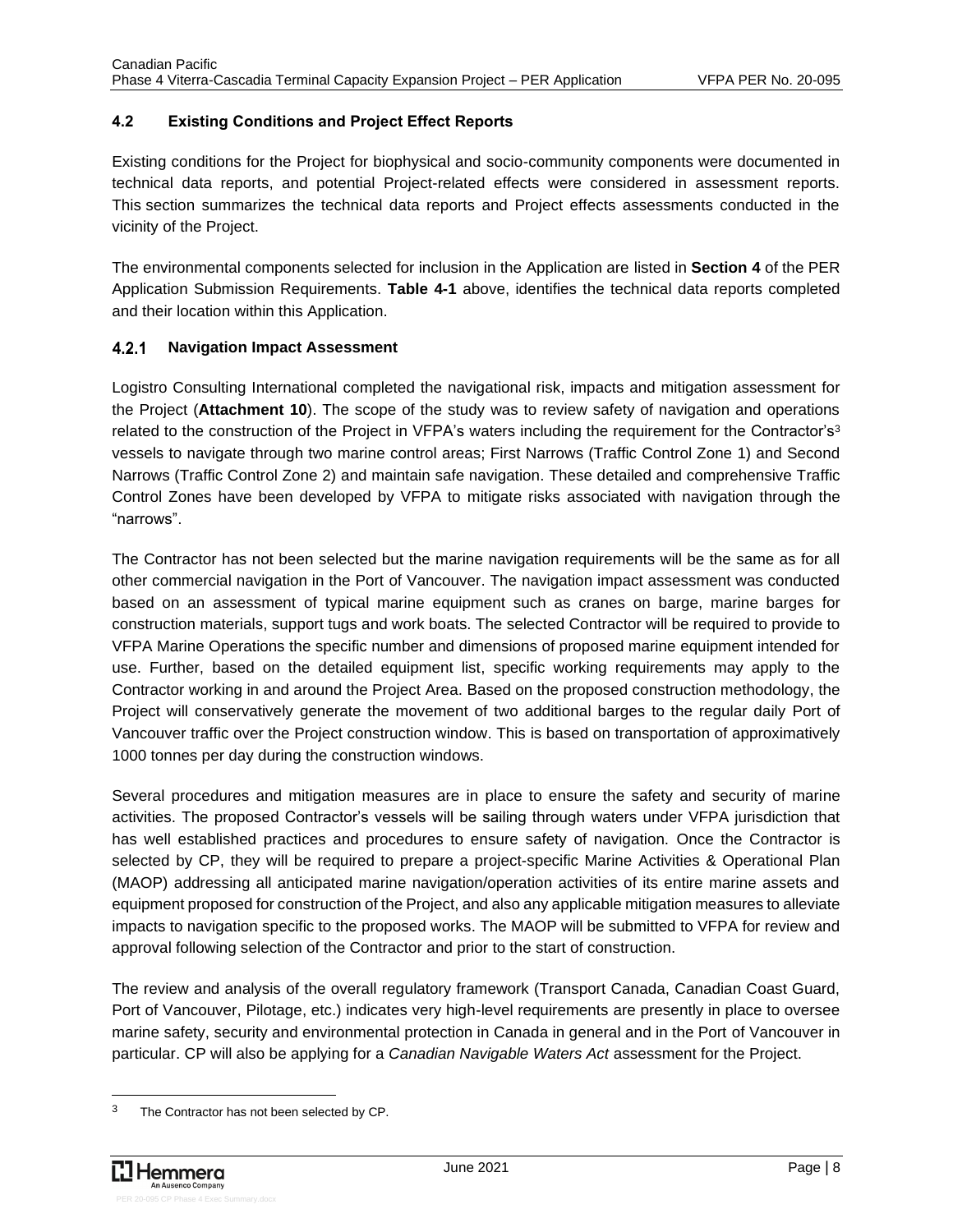## 4.2 Existing Conditions and Project Effect Reports

Existing conditions for the Project for biophysical and socio-community components were documented in technical data reports, and potential Project-related effects were considered in assessment reports. This section summarizes the technical data reports and Project effects assessments conducted in the vicinity of the Project.

The environmental components selected for inclusion in the Application are listed in **Section 4** of the PER Application Submission Requirements. **Table 4-1** above, identifies the technical data reports completed and their location within this Application.

### 4.2.1 Navigation Impact Assessment

Logistro Consulting International completed the navigational risk, impacts and mitigation assessment for the Project (**Attachment 10**). The scope of the study was to review safety of navigation and operations related to the construction of the Project in VFPA's waters including the requirement for the Contractor's[3] vessels to navigate through two marine control areas; First Narrows (Traffic Control Zone 1) and Second Narrows (Traffic Control Zone 2) and maintain safe navigation. These detailed and comprehensive Traffic Control Zones have been developed by VFPA to mitigate risks associated with navigation through the "narrows".

The Contractor has not been selected but the marine navigation requirements will be the same as for all other commercial navigation in the Port of Vancouver. The navigation impact assessment was conducted based on an assessment of typical marine equipment such as cranes on barge, marine barges for construction materials, support tugs and work boats. The selected Contractor will be required to provide to VFPA Marine Operations the specific number and dimensions of proposed marine equipment intended for use. Further, based on the detailed equipment list, specific working requirements may apply to the Contractor working in and around the Project Area. Based on the proposed construction methodology, the Project will conservatively generate the movement of two additional barges to the regular daily Port of Vancouver traffic over the Project construction window. This is based on transportation of approximatively 1000 tonnes per day during the construction windows.

Several procedures and mitigation measures are in place to ensure the safety and security of marine activities. The proposed Contractor's vessels will be sailing through waters under VFPA jurisdiction that has well established practices and procedures to ensure safety of navigation. Once the Contractor is selected by CP, they will be required to prepare a project-specific Marine Activities & Operational Plan (MAOP) addressing all anticipated marine navigation/operation activities of its entire marine assets and equipment proposed for construction of the Project, and also any applicable mitigation measures to alleviate impacts to navigation specific to the proposed works. The MAOP will be submitted to VFPA for review and approval following selection of the Contractor and prior to the start of construction.

The review and analysis of the overall regulatory framework (Transport Canada, Canadian Coast Guard, Port of Vancouver, Pilotage, etc.) indicates very high-level requirements are presently in place to oversee marine safety, security and environmental protection in Canada in general and in the Port of Vancouver in particular. CP will also be applying for a *Canadian Navigable Waters Act* assessment for the Project.

---

[3] The Contractor has not been selected by CP.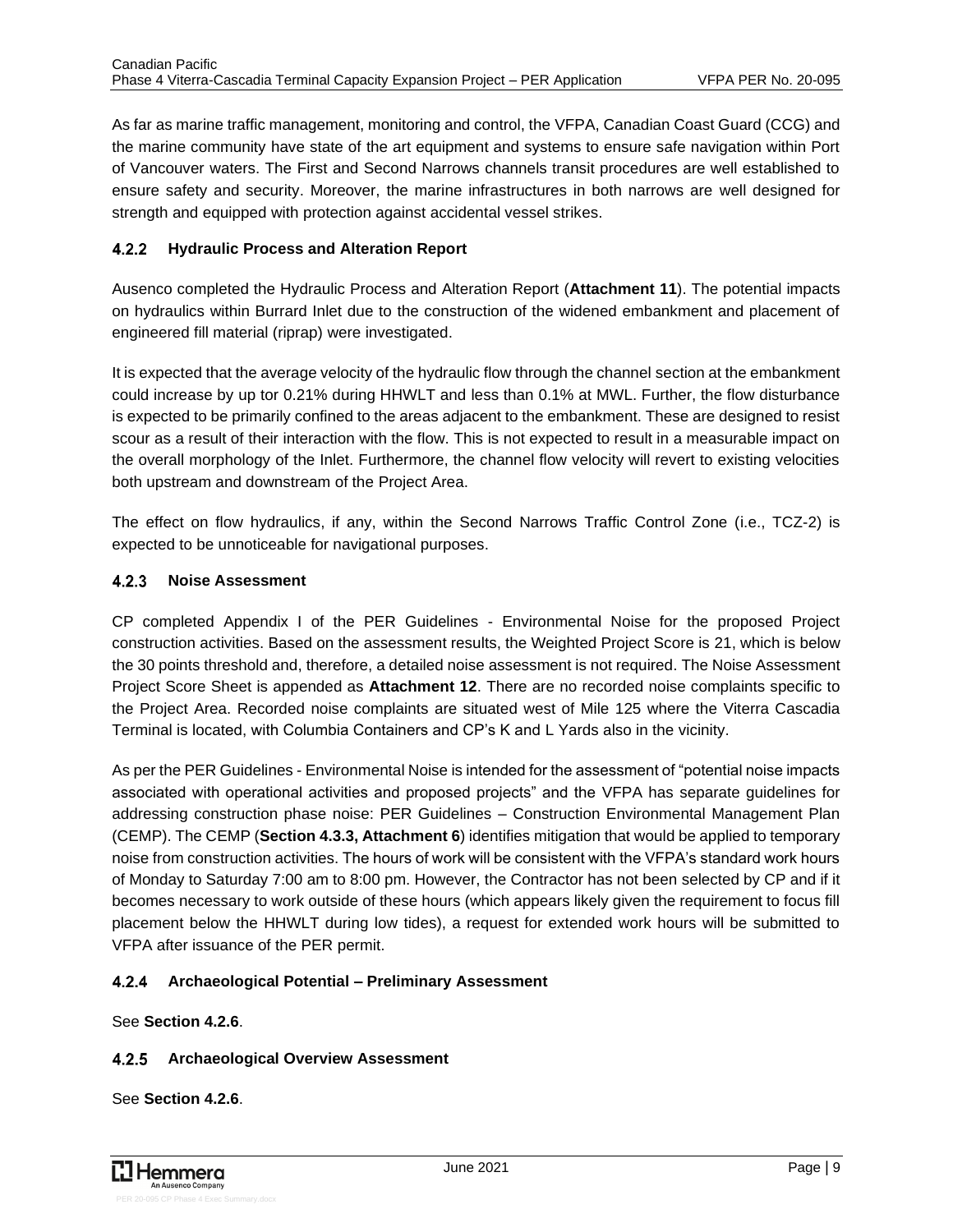As far as marine traffic management, monitoring and control, the VFPA, Canadian Coast Guard (CCG) and the marine community have state of the art equipment and systems to ensure safe navigation within Port of Vancouver waters. The First and Second Narrows channels transit procedures are well established to ensure safety and security. Moreover, the marine infrastructures in both narrows are well designed for strength and equipped with protection against accidental vessel strikes.

### 4.2.2 Hydraulic Process and Alteration Report

Ausenco completed the Hydraulic Process and Alteration Report (**Attachment 11**). The potential impacts on hydraulics within Burrard Inlet due to the construction of the widened embankment and placement of engineered fill material (riprap) were investigated.

It is expected that the average velocity of the hydraulic flow through the channel section at the embankment could increase by up tor 0.21% during HHWLT and less than 0.1% at MWL. Further, the flow disturbance is expected to be primarily confined to the areas adjacent to the embankment. These are designed to resist scour as a result of their interaction with the flow. This is not expected to result in a measurable impact on the overall morphology of the Inlet. Furthermore, the channel flow velocity will revert to existing velocities both upstream and downstream of the Project Area.

The effect on flow hydraulics, if any, within the Second Narrows Traffic Control Zone (i.e., TCZ-2) is expected to be unnoticeable for navigational purposes.

### 4.2.3 Noise Assessment

CP completed Appendix I of the PER Guidelines - Environmental Noise for the proposed Project construction activities. Based on the assessment results, the Weighted Project Score is 21, which is below the 30 points threshold and, therefore, a detailed noise assessment is not required. The Noise Assessment Project Score Sheet is appended as **Attachment 12**. There are no recorded noise complaints specific to the Project Area. Recorded noise complaints are situated west of Mile 125 where the Viterra Cascadia Terminal is located, with Columbia Containers and CP's K and L Yards also in the vicinity.

As per the PER Guidelines - Environmental Noise is intended for the assessment of "potential noise impacts associated with operational activities and proposed projects" and the VFPA has separate guidelines for addressing construction phase noise: PER Guidelines – Construction Environmental Management Plan (CEMP). The CEMP (**Section 4.3.3, Attachment 6**) identifies mitigation that would be applied to temporary noise from construction activities. The hours of work will be consistent with the VFPA's standard work hours of Monday to Saturday 7:00 am to 8:00 pm. However, the Contractor has not been selected by CP and if it becomes necessary to work outside of these hours (which appears likely given the requirement to focus fill placement below the HHWLT during low tides), a request for extended work hours will be submitted to VFPA after issuance of the PER permit.

### 4.2.4 Archaeological Potential – Preliminary Assessment

See **Section 4.2.6**.

### 4.2.5 Archaeological Overview Assessment

See **Section 4.2.6**.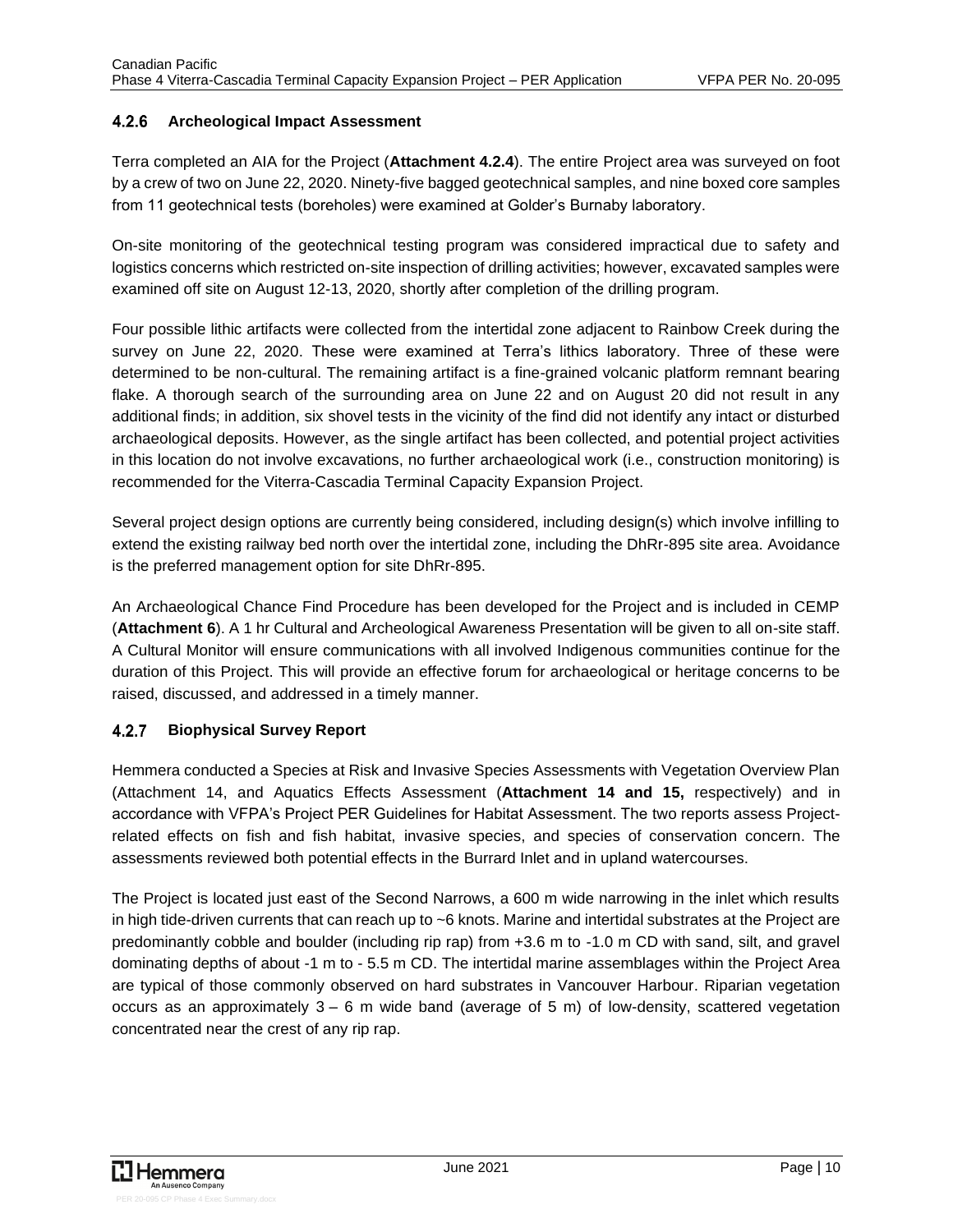### 4.2.6 Archeological Impact Assessment

Terra completed an AIA for the Project (**Attachment 4.2.4**). The entire Project area was surveyed on foot by a crew of two on June 22, 2020. Ninety-five bagged geotechnical samples, and nine boxed core samples from 11 geotechnical tests (boreholes) were examined at Golder's Burnaby laboratory.

On-site monitoring of the geotechnical testing program was considered impractical due to safety and logistics concerns which restricted on-site inspection of drilling activities; however, excavated samples were examined off site on August 12-13, 2020, shortly after completion of the drilling program.

Four possible lithic artifacts were collected from the intertidal zone adjacent to Rainbow Creek during the survey on June 22, 2020. These were examined at Terra's lithics laboratory. Three of these were determined to be non-cultural. The remaining artifact is a fine-grained volcanic platform remnant bearing flake. A thorough search of the surrounding area on June 22 and on August 20 did not result in any additional finds; in addition, six shovel tests in the vicinity of the find did not identify any intact or disturbed archaeological deposits. However, as the single artifact has been collected, and potential project activities in this location do not involve excavations, no further archaeological work (i.e., construction monitoring) is recommended for the Viterra-Cascadia Terminal Capacity Expansion Project.

Several project design options are currently being considered, including design(s) which involve infilling to extend the existing railway bed north over the intertidal zone, including the DhRr-895 site area. Avoidance is the preferred management option for site DhRr-895.

An Archaeological Chance Find Procedure has been developed for the Project and is included in CEMP (**Attachment 6**). A 1 hr Cultural and Archeological Awareness Presentation will be given to all on-site staff. A Cultural Monitor will ensure communications with all involved Indigenous communities continue for the duration of this Project. This will provide an effective forum for archaeological or heritage concerns to be raised, discussed, and addressed in a timely manner.

### 4.2.7 Biophysical Survey Report

Hemmera conducted a Species at Risk and Invasive Species Assessments with Vegetation Overview Plan (Attachment 14, and Aquatics Effects Assessment (**Attachment 14 and 15,** respectively) and in accordance with VFPA's Project PER Guidelines for Habitat Assessment. The two reports assess Project-related effects on fish and fish habitat, invasive species, and species of conservation concern. The assessments reviewed both potential effects in the Burrard Inlet and in upland watercourses.

The Project is located just east of the Second Narrows, a 600 m wide narrowing in the inlet which results in high tide-driven currents that can reach up to ~6 knots. Marine and intertidal substrates at the Project are predominantly cobble and boulder (including rip rap) from +3.6 m to -1.0 m CD with sand, silt, and gravel dominating depths of about -1 m to - 5.5 m CD. The intertidal marine assemblages within the Project Area are typical of those commonly observed on hard substrates in Vancouver Harbour. Riparian vegetation occurs as an approximately 3 – 6 m wide band (average of 5 m) of low-density, scattered vegetation concentrated near the crest of any rip rap.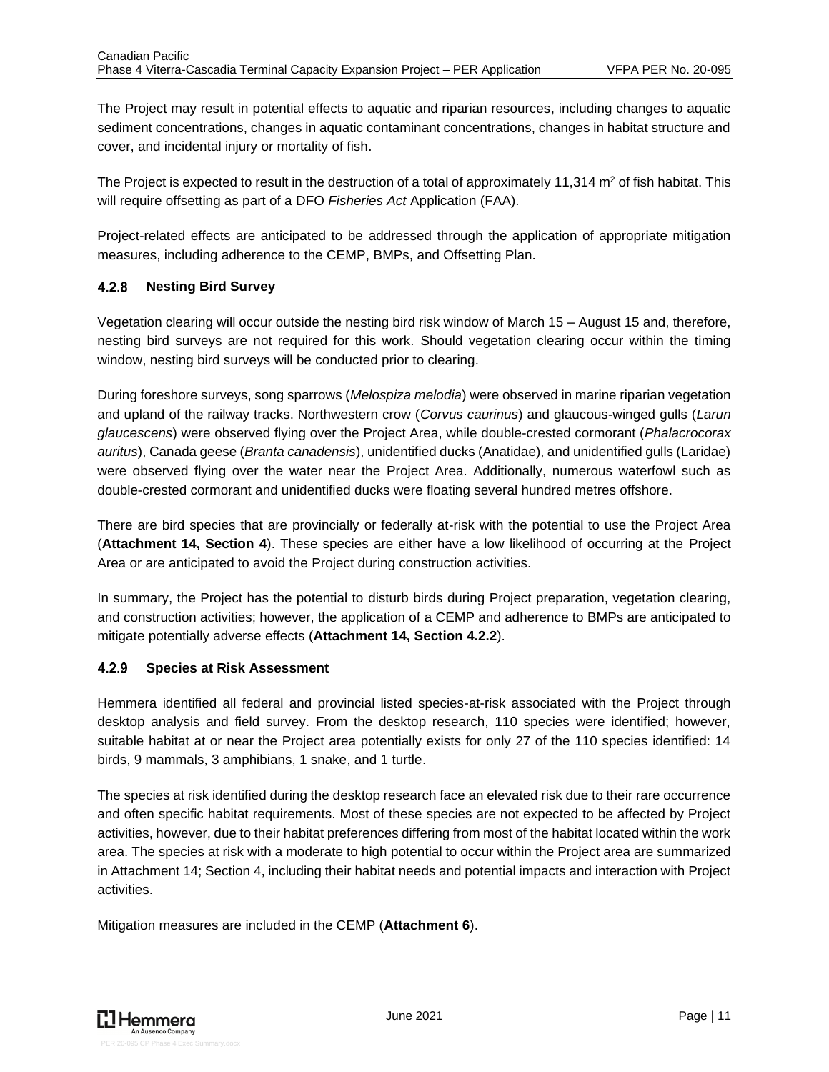The Project may result in potential effects to aquatic and riparian resources, including changes to aquatic sediment concentrations, changes in aquatic contaminant concentrations, changes in habitat structure and cover, and incidental injury or mortality of fish.

The Project is expected to result in the destruction of a total of approximately 11,314 m$^2$ of fish habitat. This will require offsetting as part of a DFO *Fisheries Act* Application (FAA).

Project-related effects are anticipated to be addressed through the application of appropriate mitigation measures, including adherence to the CEMP, BMPs, and Offsetting Plan.

### 4.2.8 Nesting Bird Survey

Vegetation clearing will occur outside the nesting bird risk window of March 15 – August 15 and, therefore, nesting bird surveys are not required for this work. Should vegetation clearing occur within the timing window, nesting bird surveys will be conducted prior to clearing.

During foreshore surveys, song sparrows (*Melospiza melodia*) were observed in marine riparian vegetation and upland of the railway tracks. Northwestern crow (*Corvus caurinus*) and glaucous-winged gulls (*Larun glaucescens*) were observed flying over the Project Area, while double-crested cormorant (*Phalacrocorax auritus*), Canada geese (*Branta canadensis*), unidentified ducks (Anatidae), and unidentified gulls (Laridae) were observed flying over the water near the Project Area. Additionally, numerous waterfowl such as double-crested cormorant and unidentified ducks were floating several hundred metres offshore.

There are bird species that are provincially or federally at-risk with the potential to use the Project Area (**Attachment 14, Section 4**). These species are either have a low likelihood of occurring at the Project Area or are anticipated to avoid the Project during construction activities.

In summary, the Project has the potential to disturb birds during Project preparation, vegetation clearing, and construction activities; however, the application of a CEMP and adherence to BMPs are anticipated to mitigate potentially adverse effects (**Attachment 14, Section 4.2.2**).

### 4.2.9 Species at Risk Assessment

Hemmera identified all federal and provincial listed species-at-risk associated with the Project through desktop analysis and field survey. From the desktop research, 110 species were identified; however, suitable habitat at or near the Project area potentially exists for only 27 of the 110 species identified: 14 birds, 9 mammals, 3 amphibians, 1 snake, and 1 turtle.

The species at risk identified during the desktop research face an elevated risk due to their rare occurrence and often specific habitat requirements. Most of these species are not expected to be affected by Project activities, however, due to their habitat preferences differing from most of the habitat located within the work area. The species at risk with a moderate to high potential to occur within the Project area are summarized in Attachment 14; Section 4, including their habitat needs and potential impacts and interaction with Project activities.

Mitigation measures are included in the CEMP (**Attachment 6**).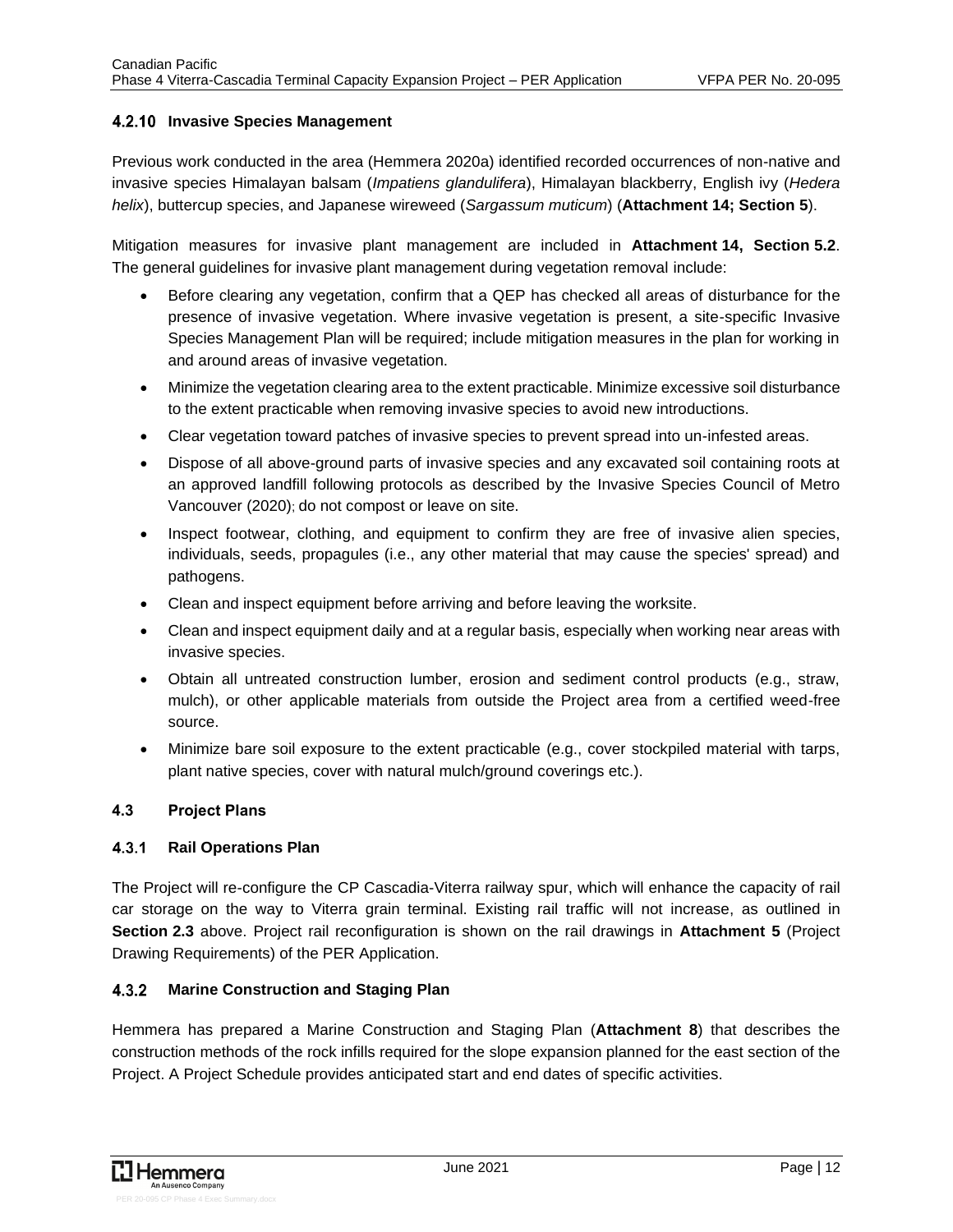### 4.2.10 Invasive Species Management

Previous work conducted in the area (Hemmera 2020a) identified recorded occurrences of non-native and invasive species Himalayan balsam (*Impatiens glandulifera*), Himalayan blackberry, English ivy (*Hedera helix*), buttercup species, and Japanese wireweed (*Sargassum muticum*) (**Attachment 14; Section 5**).

Mitigation measures for invasive plant management are included in **Attachment 14, Section 5.2**. The general guidelines for invasive plant management during vegetation removal include:

- Before clearing any vegetation, confirm that a QEP has checked all areas of disturbance for the presence of invasive vegetation. Where invasive vegetation is present, a site-specific Invasive Species Management Plan will be required; include mitigation measures in the plan for working in and around areas of invasive vegetation.
- Minimize the vegetation clearing area to the extent practicable. Minimize excessive soil disturbance to the extent practicable when removing invasive species to avoid new introductions.
- Clear vegetation toward patches of invasive species to prevent spread into un-infested areas.
- Dispose of all above-ground parts of invasive species and any excavated soil containing roots at an approved landfill following protocols as described by the Invasive Species Council of Metro Vancouver (2020); do not compost or leave on site.
- Inspect footwear, clothing, and equipment to confirm they are free of invasive alien species, individuals, seeds, propagules (i.e., any other material that may cause the species' spread) and pathogens.
- Clean and inspect equipment before arriving and before leaving the worksite.
- Clean and inspect equipment daily and at a regular basis, especially when working near areas with invasive species.
- Obtain all untreated construction lumber, erosion and sediment control products (e.g., straw, mulch), or other applicable materials from outside the Project area from a certified weed-free source.
- Minimize bare soil exposure to the extent practicable (e.g., cover stockpiled material with tarps, plant native species, cover with natural mulch/ground coverings etc.).

## 4.3 Project Plans

### 4.3.1 Rail Operations Plan

The Project will re-configure the CP Cascadia-Viterra railway spur, which will enhance the capacity of rail car storage on the way to Viterra grain terminal. Existing rail traffic will not increase, as outlined in **Section 2.3** above. Project rail reconfiguration is shown on the rail drawings in **Attachment 5** (Project Drawing Requirements) of the PER Application.

### 4.3.2 Marine Construction and Staging Plan

Hemmera has prepared a Marine Construction and Staging Plan (**Attachment 8**) that describes the construction methods of the rock infills required for the slope expansion planned for the east section of the Project. A Project Schedule provides anticipated start and end dates of specific activities.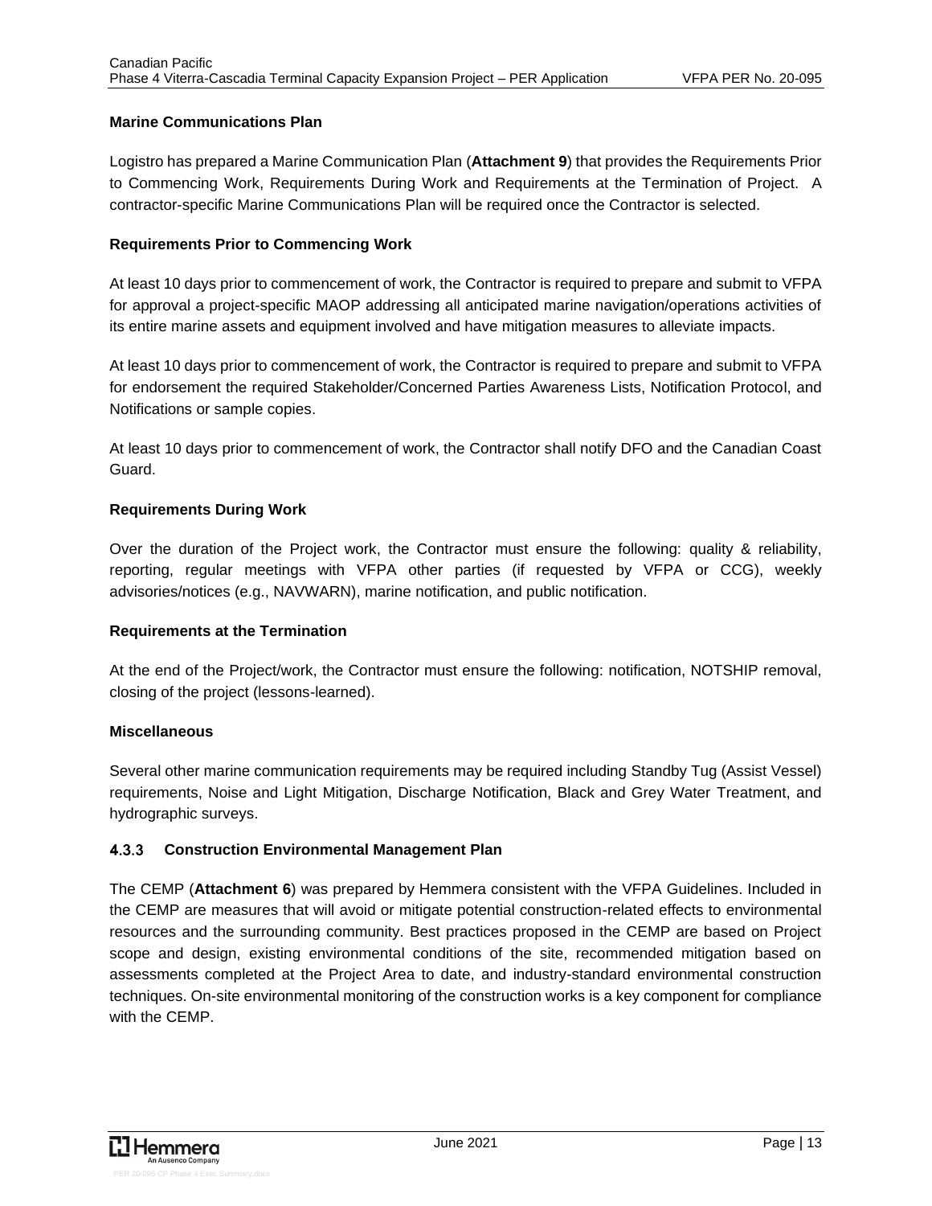**Marine Communications Plan**

Logistro has prepared a Marine Communication Plan (**Attachment 9**) that provides the Requirements Prior to Commencing Work, Requirements During Work and Requirements at the Termination of Project. A contractor-specific Marine Communications Plan will be required once the Contractor is selected.

**Requirements Prior to Commencing Work**

At least 10 days prior to commencement of work, the Contractor is required to prepare and submit to VFPA for approval a project-specific MAOP addressing all anticipated marine navigation/operations activities of its entire marine assets and equipment involved and have mitigation measures to alleviate impacts.

At least 10 days prior to commencement of work, the Contractor is required to prepare and submit to VFPA for endorsement the required Stakeholder/Concerned Parties Awareness Lists, Notification Protocol, and Notifications or sample copies.

At least 10 days prior to commencement of work, the Contractor shall notify DFO and the Canadian Coast Guard.

**Requirements During Work**

Over the duration of the Project work, the Contractor must ensure the following: quality & reliability, reporting, regular meetings with VFPA other parties (if requested by VFPA or CCG), weekly advisories/notices (e.g., NAVWARN), marine notification, and public notification.

**Requirements at the Termination**

At the end of the Project/work, the Contractor must ensure the following: notification, NOTSHIP removal, closing of the project (lessons-learned).

**Miscellaneous**

Several other marine communication requirements may be required including Standby Tug (Assist Vessel) requirements, Noise and Light Mitigation, Discharge Notification, Black and Grey Water Treatment, and hydrographic surveys.

### 4.3.3 Construction Environmental Management Plan

The CEMP (**Attachment 6**) was prepared by Hemmera consistent with the VFPA Guidelines. Included in the CEMP are measures that will avoid or mitigate potential construction-related effects to environmental resources and the surrounding community. Best practices proposed in the CEMP are based on Project scope and design, existing environmental conditions of the site, recommended mitigation based on assessments completed at the Project Area to date, and industry-standard environmental construction techniques. On-site environmental monitoring of the construction works is a key component for compliance with the CEMP.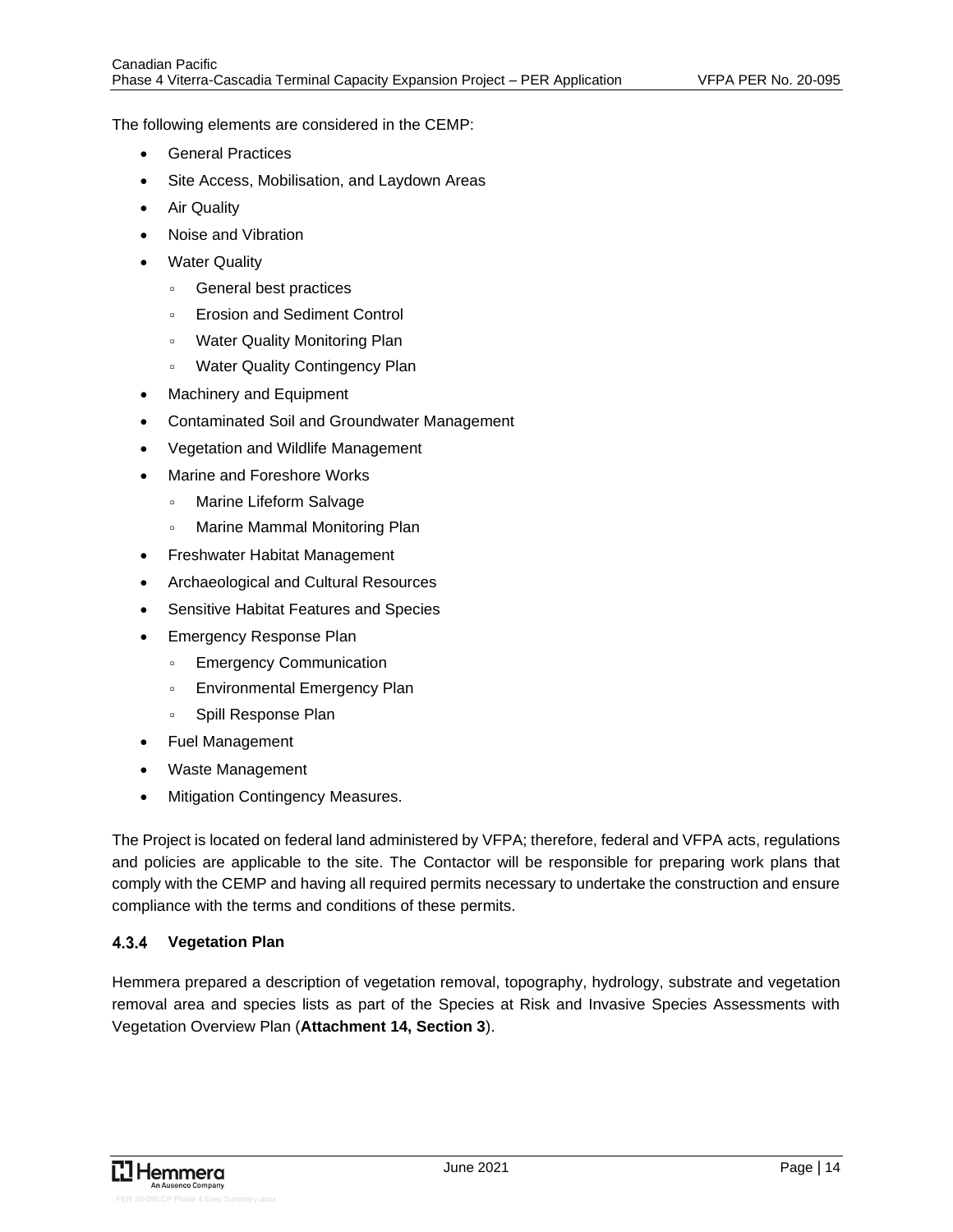The following elements are considered in the CEMP:

- General Practices
- Site Access, Mobilisation, and Laydown Areas
- Air Quality
- Noise and Vibration
- Water Quality
  - General best practices
  - Erosion and Sediment Control
  - Water Quality Monitoring Plan
  - Water Quality Contingency Plan
- Machinery and Equipment
- Contaminated Soil and Groundwater Management
- Vegetation and Wildlife Management
- Marine and Foreshore Works
  - Marine Lifeform Salvage
  - Marine Mammal Monitoring Plan
- Freshwater Habitat Management
- Archaeological and Cultural Resources
- Sensitive Habitat Features and Species
- Emergency Response Plan
  - Emergency Communication
  - Environmental Emergency Plan
  - Spill Response Plan
- Fuel Management
- Waste Management
- Mitigation Contingency Measures.

The Project is located on federal land administered by VFPA; therefore, federal and VFPA acts, regulations and policies are applicable to the site. The Contactor will be responsible for preparing work plans that comply with the CEMP and having all required permits necessary to undertake the construction and ensure compliance with the terms and conditions of these permits.

#### 4.3.4 Vegetation Plan

Hemmera prepared a description of vegetation removal, topography, hydrology, substrate and vegetation removal area and species lists as part of the Species at Risk and Invasive Species Assessments with Vegetation Overview Plan (**Attachment 14, Section 3**).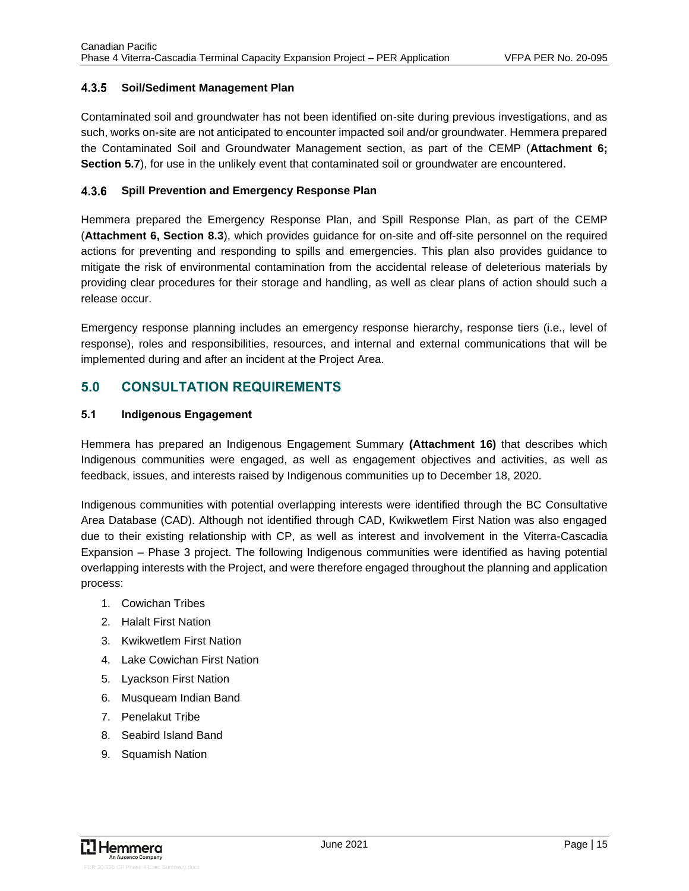### 4.3.5 Soil/Sediment Management Plan

Contaminated soil and groundwater has not been identified on-site during previous investigations, and as such, works on-site are not anticipated to encounter impacted soil and/or groundwater. Hemmera prepared the Contaminated Soil and Groundwater Management section, as part of the CEMP (**Attachment 6; Section 5.7**), for use in the unlikely event that contaminated soil or groundwater are encountered.

### 4.3.6 Spill Prevention and Emergency Response Plan

Hemmera prepared the Emergency Response Plan, and Spill Response Plan, as part of the CEMP (**Attachment 6, Section 8.3**), which provides guidance for on-site and off-site personnel on the required actions for preventing and responding to spills and emergencies. This plan also provides guidance to mitigate the risk of environmental contamination from the accidental release of deleterious materials by providing clear procedures for their storage and handling, as well as clear plans of action should such a release occur.

Emergency response planning includes an emergency response hierarchy, response tiers (i.e., level of response), roles and responsibilities, resources, and internal and external communications that will be implemented during and after an incident at the Project Area.

# 5.0 CONSULTATION REQUIREMENTS

## 5.1 Indigenous Engagement

Hemmera has prepared an Indigenous Engagement Summary **(Attachment 16)** that describes which Indigenous communities were engaged, as well as engagement objectives and activities, as well as feedback, issues, and interests raised by Indigenous communities up to December 18, 2020.

Indigenous communities with potential overlapping interests were identified through the BC Consultative Area Database (CAD). Although not identified through CAD, Kwikwetlem First Nation was also engaged due to their existing relationship with CP, as well as interest and involvement in the Viterra-Cascadia Expansion – Phase 3 project. The following Indigenous communities were identified as having potential overlapping interests with the Project, and were therefore engaged throughout the planning and application process:

1. Cowichan Tribes
2. Halalt First Nation
3. Kwikwetlem First Nation
4. Lake Cowichan First Nation
5. Lyackson First Nation
6. Musqueam Indian Band
7. Penelakut Tribe
8. Seabird Island Band
9. Squamish Nation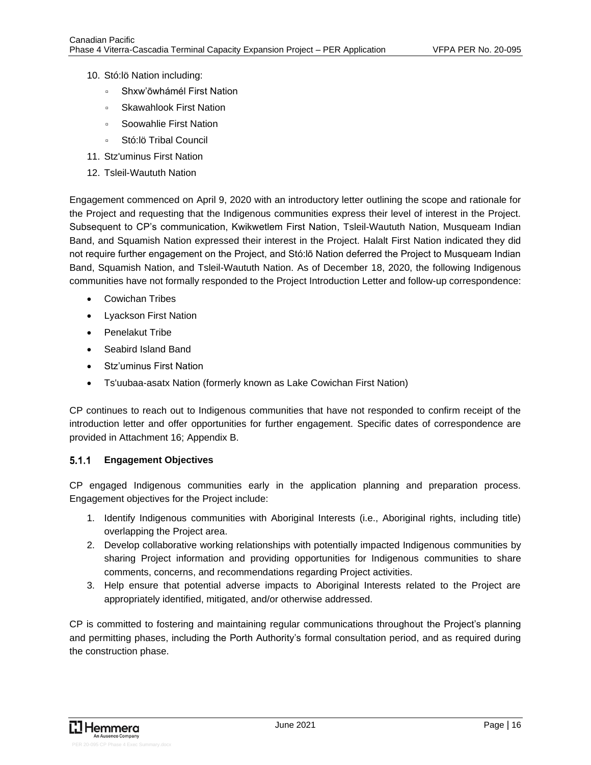10. Stó:lö Nation including:
    - Shxw'ōwhámél First Nation
    - Skawahlook First Nation
    - Soowahlie First Nation
    - Stó:lö Tribal Council
11. Stz'uminus First Nation
12. Tsleil-Waututh Nation

Engagement commenced on April 9, 2020 with an introductory letter outlining the scope and rationale for the Project and requesting that the Indigenous communities express their level of interest in the Project. Subsequent to CP's communication, Kwikwetlem First Nation, Tsleil-Waututh Nation, Musqueam Indian Band, and Squamish Nation expressed their interest in the Project. Halalt First Nation indicated they did not require further engagement on the Project, and Stó:lō Nation deferred the Project to Musqueam Indian Band, Squamish Nation, and Tsleil-Waututh Nation. As of December 18, 2020, the following Indigenous communities have not formally responded to the Project Introduction Letter and follow-up correspondence:

- Cowichan Tribes
- Lyackson First Nation
- Penelakut Tribe
- Seabird Island Band
- Stz'uminus First Nation
- Ts'uubaa-asatx Nation (formerly known as Lake Cowichan First Nation)

CP continues to reach out to Indigenous communities that have not responded to confirm receipt of the introduction letter and offer opportunities for further engagement. Specific dates of correspondence are provided in Attachment 16; Appendix B.

### 5.1.1 Engagement Objectives

CP engaged Indigenous communities early in the application planning and preparation process. Engagement objectives for the Project include:

1. Identify Indigenous communities with Aboriginal Interests (i.e., Aboriginal rights, including title) overlapping the Project area.
2. Develop collaborative working relationships with potentially impacted Indigenous communities by sharing Project information and providing opportunities for Indigenous communities to share comments, concerns, and recommendations regarding Project activities.
3. Help ensure that potential adverse impacts to Aboriginal Interests related to the Project are appropriately identified, mitigated, and/or otherwise addressed.

CP is committed to fostering and maintaining regular communications throughout the Project's planning and permitting phases, including the Porth Authority's formal consultation period, and as required during the construction phase.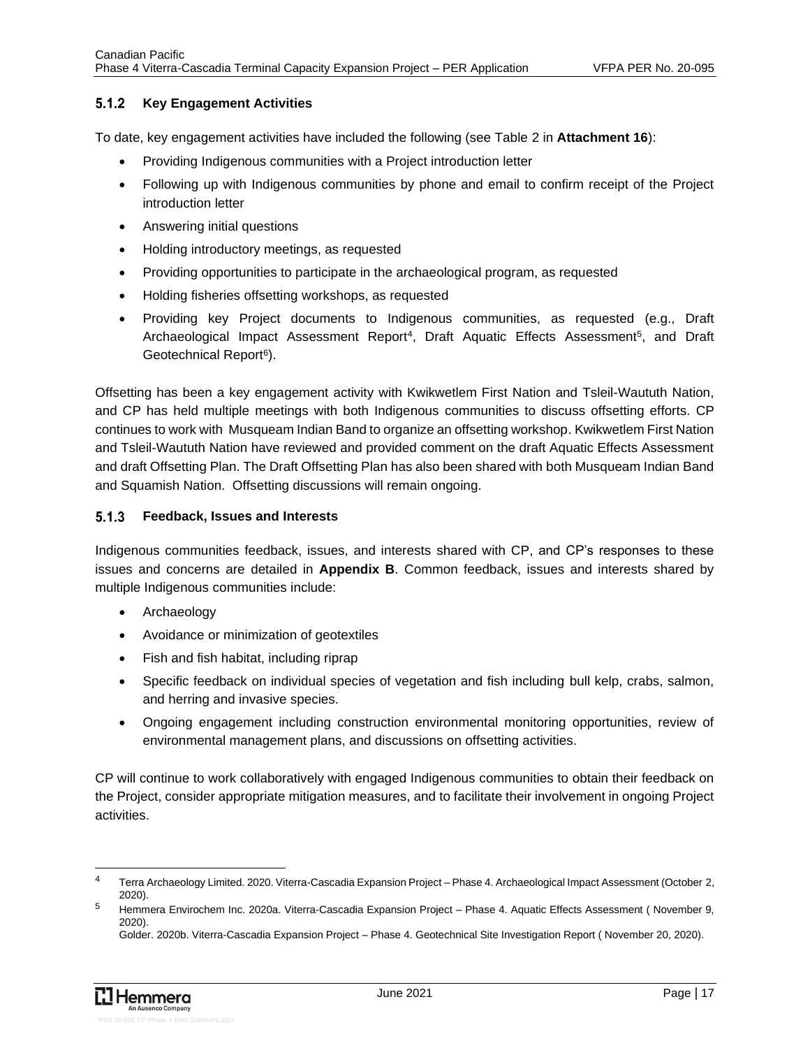### 5.1.2 Key Engagement Activities

To date, key engagement activities have included the following (see Table 2 in **Attachment 16**):

- Providing Indigenous communities with a Project introduction letter
- Following up with Indigenous communities by phone and email to confirm receipt of the Project introduction letter
- Answering initial questions
- Holding introductory meetings, as requested
- Providing opportunities to participate in the archaeological program, as requested
- Holding fisheries offsetting workshops, as requested
- Providing key Project documents to Indigenous communities, as requested (e.g., Draft Archaeological Impact Assessment Report[4], Draft Aquatic Effects Assessment[5], and Draft Geotechnical Report[6]).

Offsetting has been a key engagement activity with Kwikwetlem First Nation and Tsleil-Waututh Nation, and CP has held multiple meetings with both Indigenous communities to discuss offsetting efforts. CP continues to work with Musqueam Indian Band to organize an offsetting workshop. Kwikwetlem First Nation and Tsleil-Waututh Nation have reviewed and provided comment on the draft Aquatic Effects Assessment and draft Offsetting Plan. The Draft Offsetting Plan has also been shared with both Musqueam Indian Band and Squamish Nation. Offsetting discussions will remain ongoing.

### 5.1.3 Feedback, Issues and Interests

Indigenous communities feedback, issues, and interests shared with CP, and CP's responses to these issues and concerns are detailed in **Appendix B**. Common feedback, issues and interests shared by multiple Indigenous communities include:

- Archaeology
- Avoidance or minimization of geotextiles
- Fish and fish habitat, including riprap
- Specific feedback on individual species of vegetation and fish including bull kelp, crabs, salmon, and herring and invasive species.
- Ongoing engagement including construction environmental monitoring opportunities, review of environmental management plans, and discussions on offsetting activities.

CP will continue to work collaboratively with engaged Indigenous communities to obtain their feedback on the Project, consider appropriate mitigation measures, and to facilitate their involvement in ongoing Project activities.

---

[4] Terra Archaeology Limited. 2020. Viterra-Cascadia Expansion Project – Phase 4. Archaeological Impact Assessment (October 2, 2020).

[5] Hemmera Envirochem Inc. 2020a. Viterra-Cascadia Expansion Project – Phase 4. Aquatic Effects Assessment ( November 9, 2020).

Golder. 2020b. Viterra-Cascadia Expansion Project – Phase 4. Geotechnical Site Investigation Report ( November 20, 2020).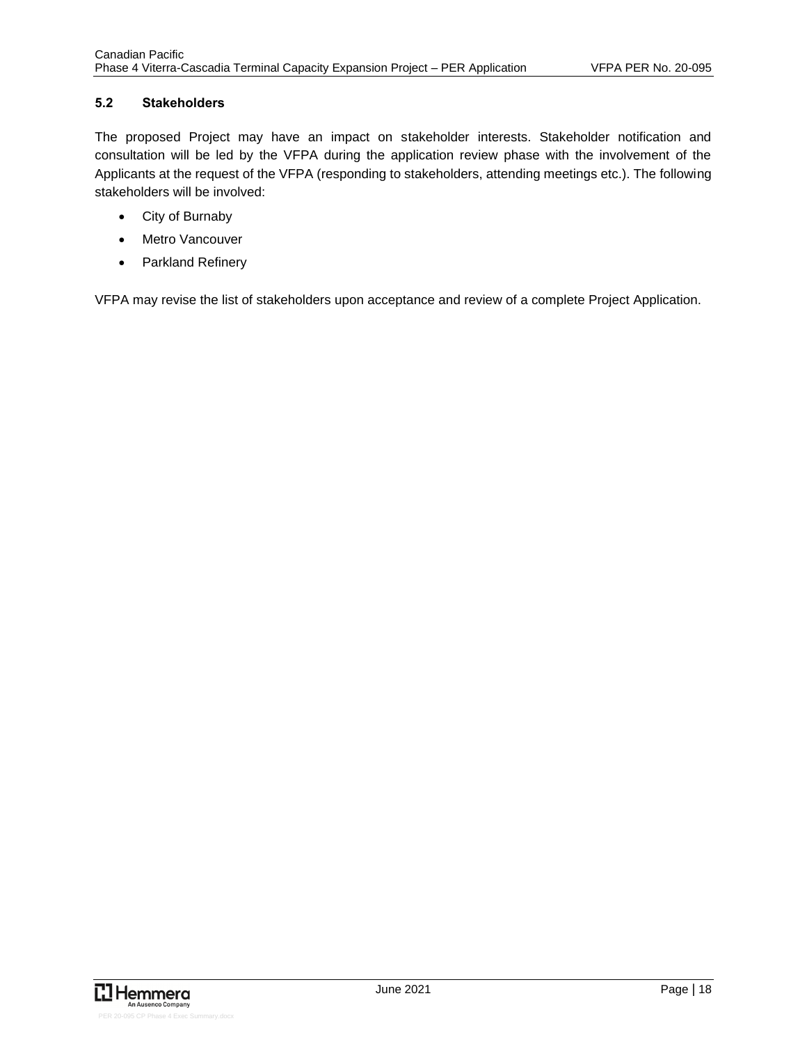### 5.2 Stakeholders

The proposed Project may have an impact on stakeholder interests. Stakeholder notification and consultation will be led by the VFPA during the application review phase with the involvement of the Applicants at the request of the VFPA (responding to stakeholders, attending meetings etc.). The following stakeholders will be involved:

- City of Burnaby
- Metro Vancouver
- Parkland Refinery

VFPA may revise the list of stakeholders upon acceptance and review of a complete Project Application.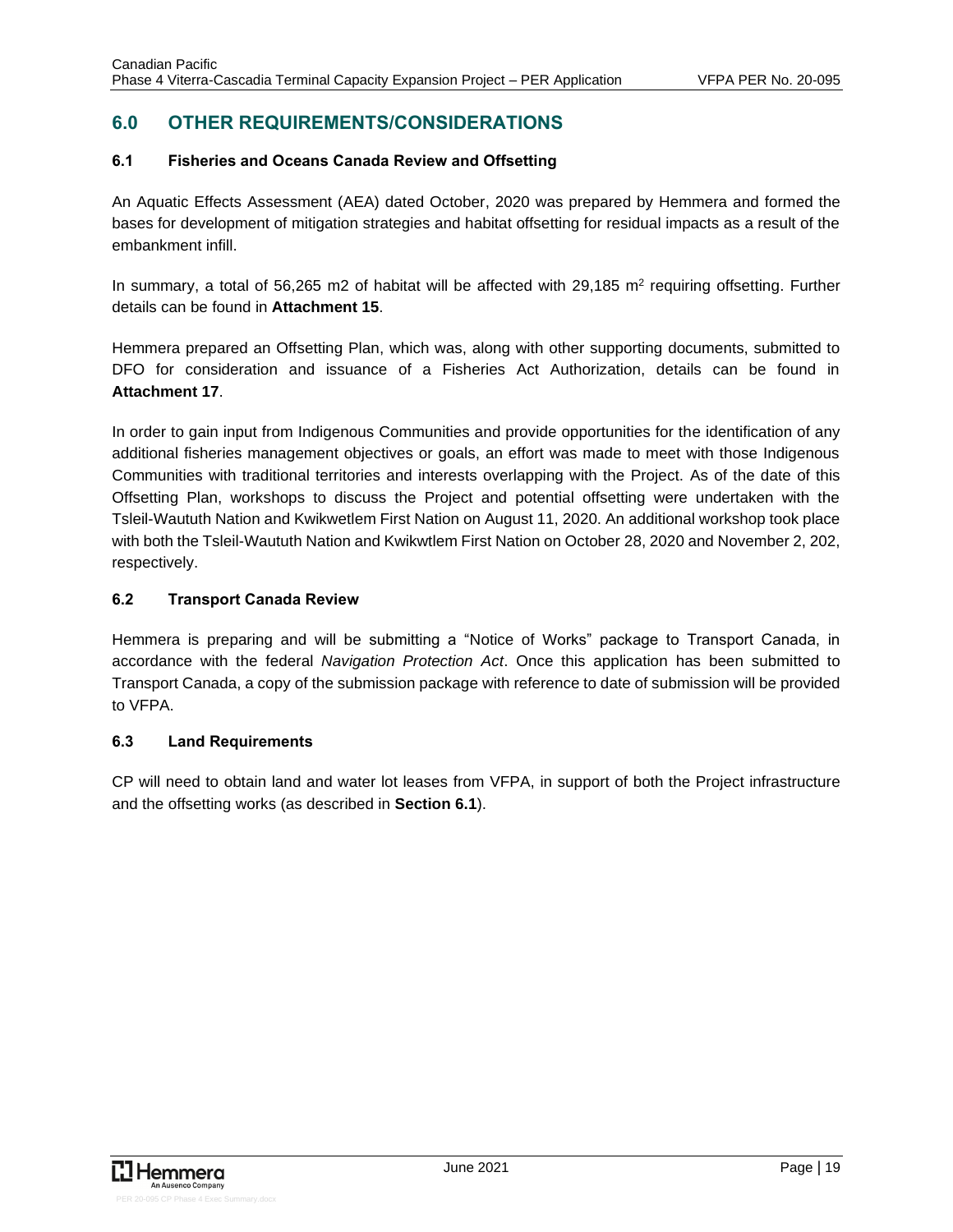## 6.0 OTHER REQUIREMENTS/CONSIDERATIONS

### 6.1 Fisheries and Oceans Canada Review and Offsetting

An Aquatic Effects Assessment (AEA) dated October, 2020 was prepared by Hemmera and formed the bases for development of mitigation strategies and habitat offsetting for residual impacts as a result of the embankment infill.

In summary, a total of 56,265 m2 of habitat will be affected with 29,185 $m^2$ requiring offsetting. Further details can be found in **Attachment 15**.

Hemmera prepared an Offsetting Plan, which was, along with other supporting documents, submitted to DFO for consideration and issuance of a Fisheries Act Authorization, details can be found in **Attachment 17**.

In order to gain input from Indigenous Communities and provide opportunities for the identification of any additional fisheries management objectives or goals, an effort was made to meet with those Indigenous Communities with traditional territories and interests overlapping with the Project. As of the date of this Offsetting Plan, workshops to discuss the Project and potential offsetting were undertaken with the Tsleil-Waututh Nation and Kwikwetlem First Nation on August 11, 2020. An additional workshop took place with both the Tsleil-Waututh Nation and Kwikwtlem First Nation on October 28, 2020 and November 2, 202, respectively.

### 6.2 Transport Canada Review

Hemmera is preparing and will be submitting a "Notice of Works" package to Transport Canada, in accordance with the federal *Navigation Protection Act*. Once this application has been submitted to Transport Canada, a copy of the submission package with reference to date of submission will be provided to VFPA.

### 6.3 Land Requirements

CP will need to obtain land and water lot leases from VFPA, in support of both the Project infrastructure and the offsetting works (as described in **Section 6.1**).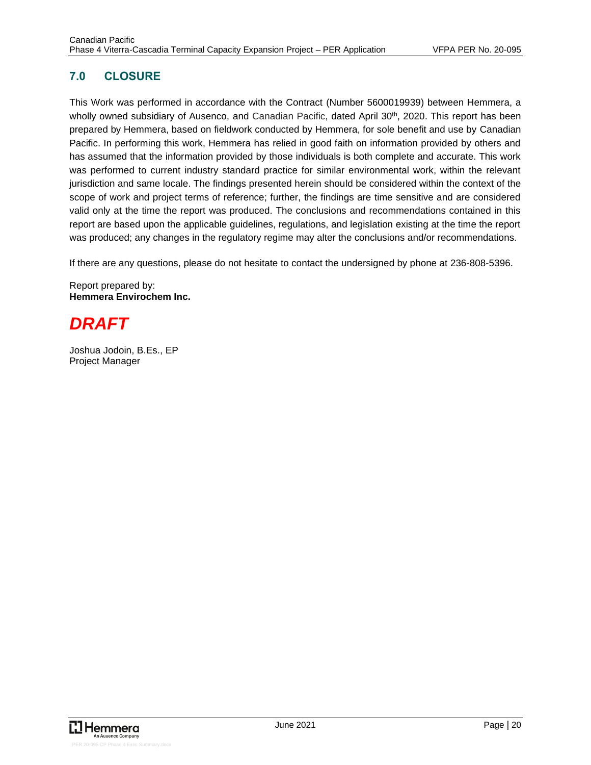## 7.0 CLOSURE

This Work was performed in accordance with the Contract (Number 5600019939) between Hemmera, a wholly owned subsidiary of Ausenco, and Canadian Pacific, dated April 30th, 2020. This report has been prepared by Hemmera, based on fieldwork conducted by Hemmera, for sole benefit and use by Canadian Pacific. In performing this work, Hemmera has relied in good faith on information provided by others and has assumed that the information provided by those individuals is both complete and accurate. This work was performed to current industry standard practice for similar environmental work, within the relevant jurisdiction and same locale. The findings presented herein should be considered within the context of the scope of work and project terms of reference; further, the findings are time sensitive and are considered valid only at the time the report was produced. The conclusions and recommendations contained in this report are based upon the applicable guidelines, regulations, and legislation existing at the time the report was produced; any changes in the regulatory regime may alter the conclusions and/or recommendations.

If there are any questions, please do not hesitate to contact the undersigned by phone at 236-808-5396.

Report prepared by:
**Hemmera Envirochem Inc.**

***DRAFT***

Joshua Jodoin, B.Es., EP
Project Manager